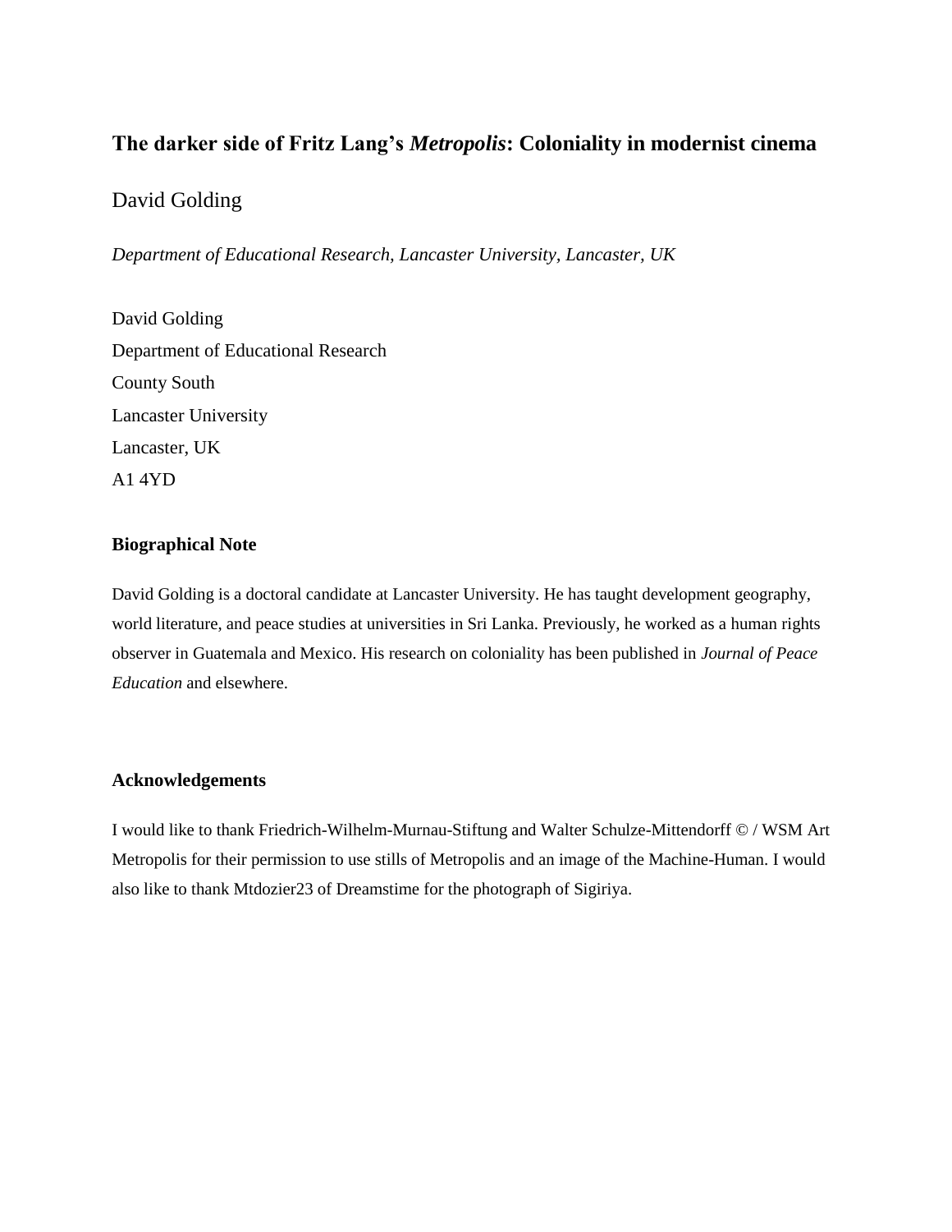# The darker side of Fritz Lang's *Metropolis*: Coloniality in modernist cinema

David Golding

*Department of Educational Research, Lancaster University, Lancaster, UK*

David Golding
Department of Educational Research
County South
Lancaster University
Lancaster, UK
A1 4YD

## Biographical Note

David Golding is a doctoral candidate at Lancaster University. He has taught development geography, world literature, and peace studies at universities in Sri Lanka. Previously, he worked as a human rights observer in Guatemala and Mexico. His research on coloniality has been published in *Journal of Peace Education* and elsewhere.

## Acknowledgements

I would like to thank Friedrich-Wilhelm-Murnau-Stiftung and Walter Schulze-Mittendorff © / WSM Art Metropolis for their permission to use stills of Metropolis and an image of the Machine-Human. I would also like to thank Mtdozier23 of Dreamstime for the photograph of Sigiriya.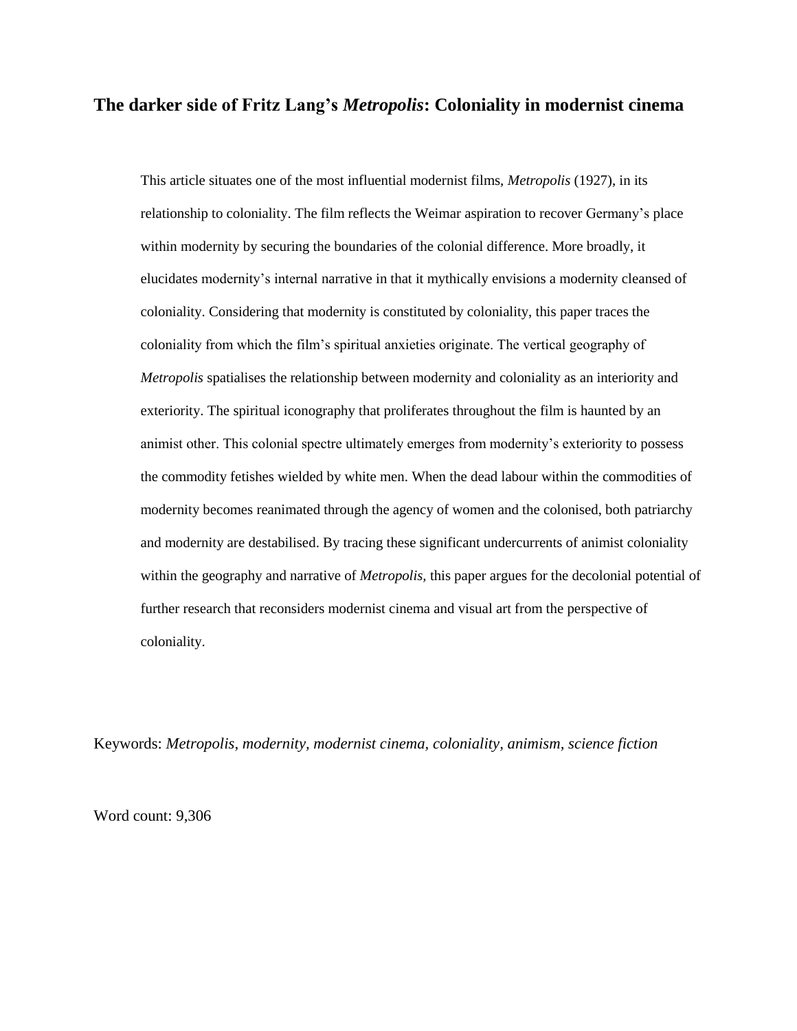# The darker side of Fritz Lang's *Metropolis*: Coloniality in modernist cinema

This article situates one of the most influential modernist films, *Metropolis* (1927), in its relationship to coloniality. The film reflects the Weimar aspiration to recover Germany's place within modernity by securing the boundaries of the colonial difference. More broadly, it elucidates modernity's internal narrative in that it mythically envisions a modernity cleansed of coloniality. Considering that modernity is constituted by coloniality, this paper traces the coloniality from which the film's spiritual anxieties originate. The vertical geography of *Metropolis* spatialises the relationship between modernity and coloniality as an interiority and exteriority. The spiritual iconography that proliferates throughout the film is haunted by an animist other. This colonial spectre ultimately emerges from modernity's exteriority to possess the commodity fetishes wielded by white men. When the dead labour within the commodities of modernity becomes reanimated through the agency of women and the colonised, both patriarchy and modernity are destabilised. By tracing these significant undercurrents of animist coloniality within the geography and narrative of *Metropolis,* this paper argues for the decolonial potential of further research that reconsiders modernist cinema and visual art from the perspective of coloniality.

Keywords: *Metropolis, modernity, modernist cinema, coloniality, animism, science fiction*

Word count: 9,306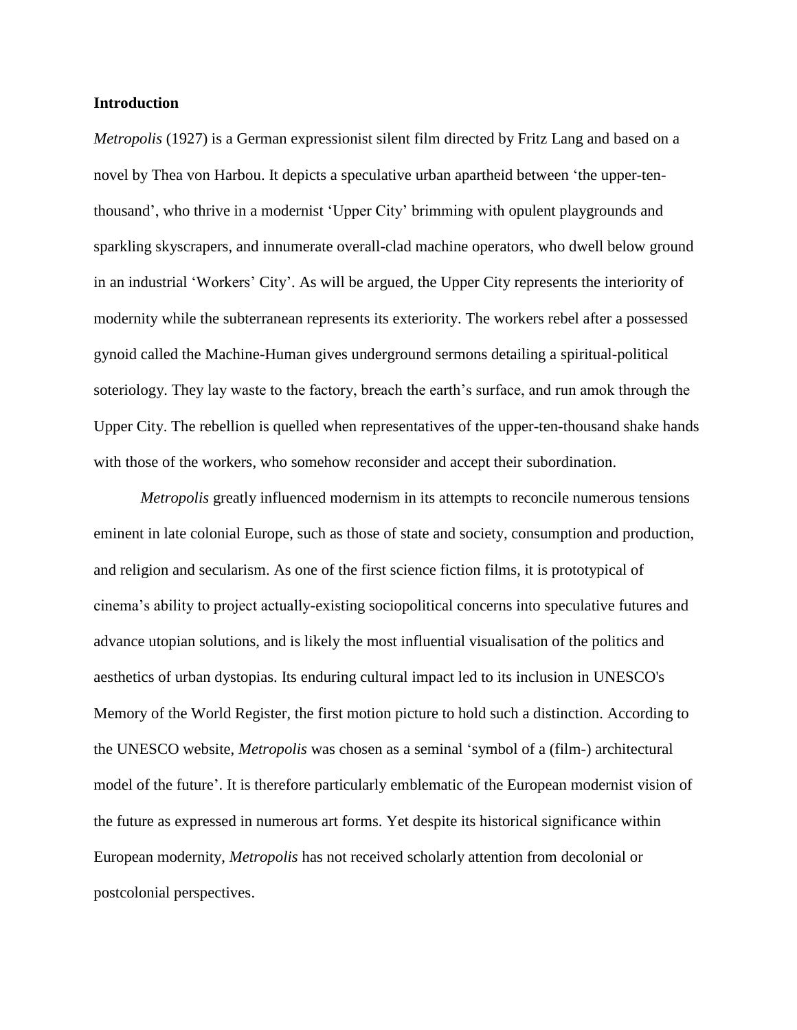**Introduction**

*Metropolis* (1927) is a German expressionist silent film directed by Fritz Lang and based on a novel by Thea von Harbou. It depicts a speculative urban apartheid between 'the upper-ten-thousand', who thrive in a modernist 'Upper City' brimming with opulent playgrounds and sparkling skyscrapers, and innumerate overall-clad machine operators, who dwell below ground in an industrial 'Workers' City'. As will be argued, the Upper City represents the interiority of modernity while the subterranean represents its exteriority. The workers rebel after a possessed gynoid called the Machine-Human gives underground sermons detailing a spiritual-political soteriology. They lay waste to the factory, breach the earth's surface, and run amok through the Upper City. The rebellion is quelled when representatives of the upper-ten-thousand shake hands with those of the workers, who somehow reconsider and accept their subordination.

*Metropolis* greatly influenced modernism in its attempts to reconcile numerous tensions eminent in late colonial Europe, such as those of state and society, consumption and production, and religion and secularism. As one of the first science fiction films, it is prototypical of cinema's ability to project actually-existing sociopolitical concerns into speculative futures and advance utopian solutions, and is likely the most influential visualisation of the politics and aesthetics of urban dystopias. Its enduring cultural impact led to its inclusion in UNESCO's Memory of the World Register, the first motion picture to hold such a distinction. According to the UNESCO website, *Metropolis* was chosen as a seminal 'symbol of a (film-) architectural model of the future'. It is therefore particularly emblematic of the European modernist vision of the future as expressed in numerous art forms. Yet despite its historical significance within European modernity, *Metropolis* has not received scholarly attention from decolonial or postcolonial perspectives.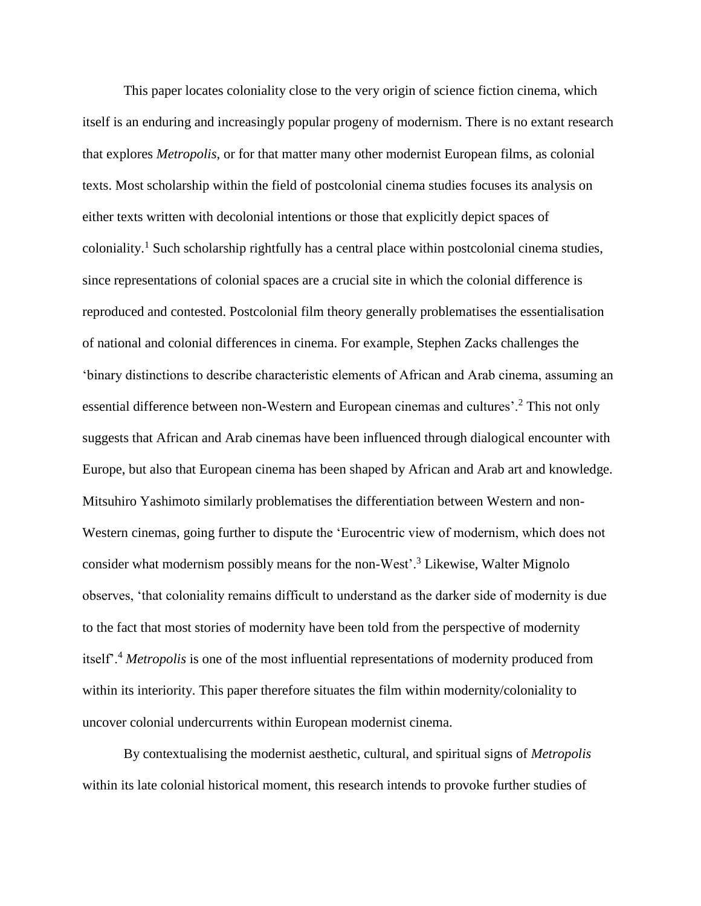This paper locates coloniality close to the very origin of science fiction cinema, which itself is an enduring and increasingly popular progeny of modernism. There is no extant research that explores *Metropolis*, or for that matter many other modernist European films, as colonial texts. Most scholarship within the field of postcolonial cinema studies focuses its analysis on either texts written with decolonial intentions or those that explicitly depict spaces of coloniality.[1] Such scholarship rightfully has a central place within postcolonial cinema studies, since representations of colonial spaces are a crucial site in which the colonial difference is reproduced and contested. Postcolonial film theory generally problematises the essentialisation of national and colonial differences in cinema. For example, Stephen Zacks challenges the 'binary distinctions to describe characteristic elements of African and Arab cinema, assuming an essential difference between non-Western and European cinemas and cultures'.[2] This not only suggests that African and Arab cinemas have been influenced through dialogical encounter with Europe, but also that European cinema has been shaped by African and Arab art and knowledge. Mitsuhiro Yashimoto similarly problematises the differentiation between Western and non-Western cinemas, going further to dispute the 'Eurocentric view of modernism, which does not consider what modernism possibly means for the non-West'.[3] Likewise, Walter Mignolo observes, 'that coloniality remains difficult to understand as the darker side of modernity is due to the fact that most stories of modernity have been told from the perspective of modernity itself'.[4] *Metropolis* is one of the most influential representations of modernity produced from within its interiority. This paper therefore situates the film within modernity/coloniality to uncover colonial undercurrents within European modernist cinema.

By contextualising the modernist aesthetic, cultural, and spiritual signs of *Metropolis* within its late colonial historical moment, this research intends to provoke further studies of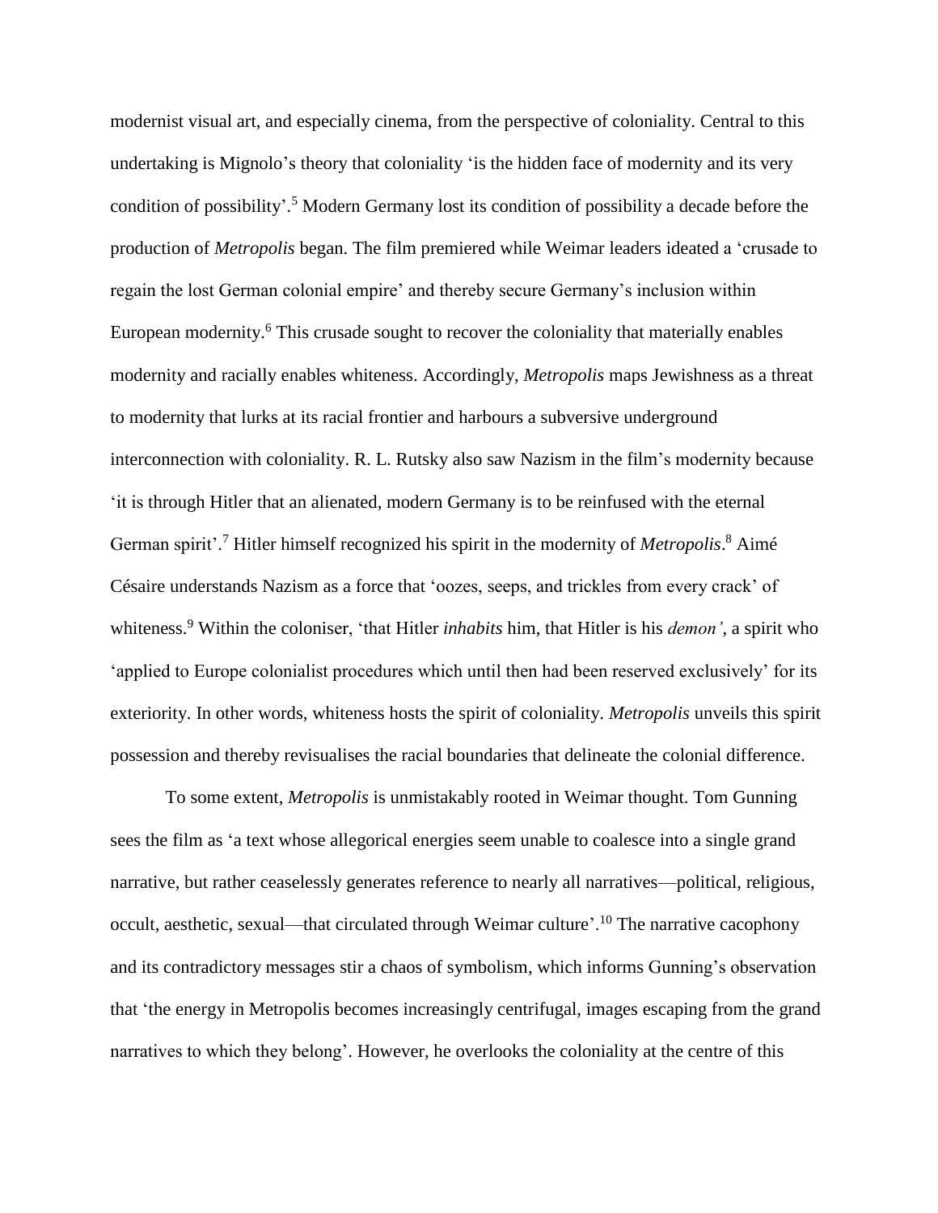modernist visual art, and especially cinema, from the perspective of coloniality. Central to this undertaking is Mignolo's theory that coloniality 'is the hidden face of modernity and its very condition of possibility'.[5] Modern Germany lost its condition of possibility a decade before the production of *Metropolis* began. The film premiered while Weimar leaders ideated a 'crusade to regain the lost German colonial empire' and thereby secure Germany's inclusion within European modernity.[6] This crusade sought to recover the coloniality that materially enables modernity and racially enables whiteness. Accordingly, *Metropolis* maps Jewishness as a threat to modernity that lurks at its racial frontier and harbours a subversive underground interconnection with coloniality. R. L. Rutsky also saw Nazism in the film's modernity because 'it is through Hitler that an alienated, modern Germany is to be reinfused with the eternal German spirit'.[7] Hitler himself recognized his spirit in the modernity of *Metropolis*.[8] Aimé Césaire understands Nazism as a force that 'oozes, seeps, and trickles from every crack' of whiteness.[9] Within the coloniser, 'that Hitler *inhabits* him, that Hitler is his *demon'*, a spirit who 'applied to Europe colonialist procedures which until then had been reserved exclusively' for its exteriority. In other words, whiteness hosts the spirit of coloniality. *Metropolis* unveils this spirit possession and thereby revisualises the racial boundaries that delineate the colonial difference.

To some extent, *Metropolis* is unmistakably rooted in Weimar thought. Tom Gunning sees the film as 'a text whose allegorical energies seem unable to coalesce into a single grand narrative, but rather ceaselessly generates reference to nearly all narratives—political, religious, occult, aesthetic, sexual—that circulated through Weimar culture'.[10] The narrative cacophony and its contradictory messages stir a chaos of symbolism, which informs Gunning's observation that 'the energy in Metropolis becomes increasingly centrifugal, images escaping from the grand narratives to which they belong'. However, he overlooks the coloniality at the centre of this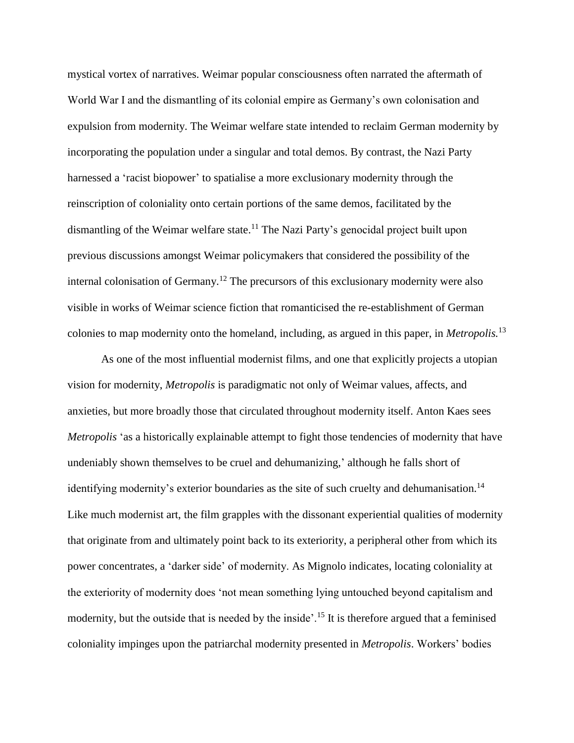mystical vortex of narratives. Weimar popular consciousness often narrated the aftermath of World War I and the dismantling of its colonial empire as Germany's own colonisation and expulsion from modernity. The Weimar welfare state intended to reclaim German modernity by incorporating the population under a singular and total demos. By contrast, the Nazi Party harnessed a 'racist biopower' to spatialise a more exclusionary modernity through the reinscription of coloniality onto certain portions of the same demos, facilitated by the dismantling of the Weimar welfare state.[11] The Nazi Party's genocidal project built upon previous discussions amongst Weimar policymakers that considered the possibility of the internal colonisation of Germany.[12] The precursors of this exclusionary modernity were also visible in works of Weimar science fiction that romanticised the re-establishment of German colonies to map modernity onto the homeland, including, as argued in this paper, in *Metropolis.*[13]

As one of the most influential modernist films, and one that explicitly projects a utopian vision for modernity, *Metropolis* is paradigmatic not only of Weimar values, affects, and anxieties, but more broadly those that circulated throughout modernity itself. Anton Kaes sees *Metropolis* 'as a historically explainable attempt to fight those tendencies of modernity that have undeniably shown themselves to be cruel and dehumanizing,' although he falls short of identifying modernity's exterior boundaries as the site of such cruelty and dehumanisation.[14] Like much modernist art, the film grapples with the dissonant experiential qualities of modernity that originate from and ultimately point back to its exteriority, a peripheral other from which its power concentrates, a 'darker side' of modernity. As Mignolo indicates, locating coloniality at the exteriority of modernity does 'not mean something lying untouched beyond capitalism and modernity, but the outside that is needed by the inside'.[15] It is therefore argued that a feminised coloniality impinges upon the patriarchal modernity presented in *Metropolis*. Workers' bodies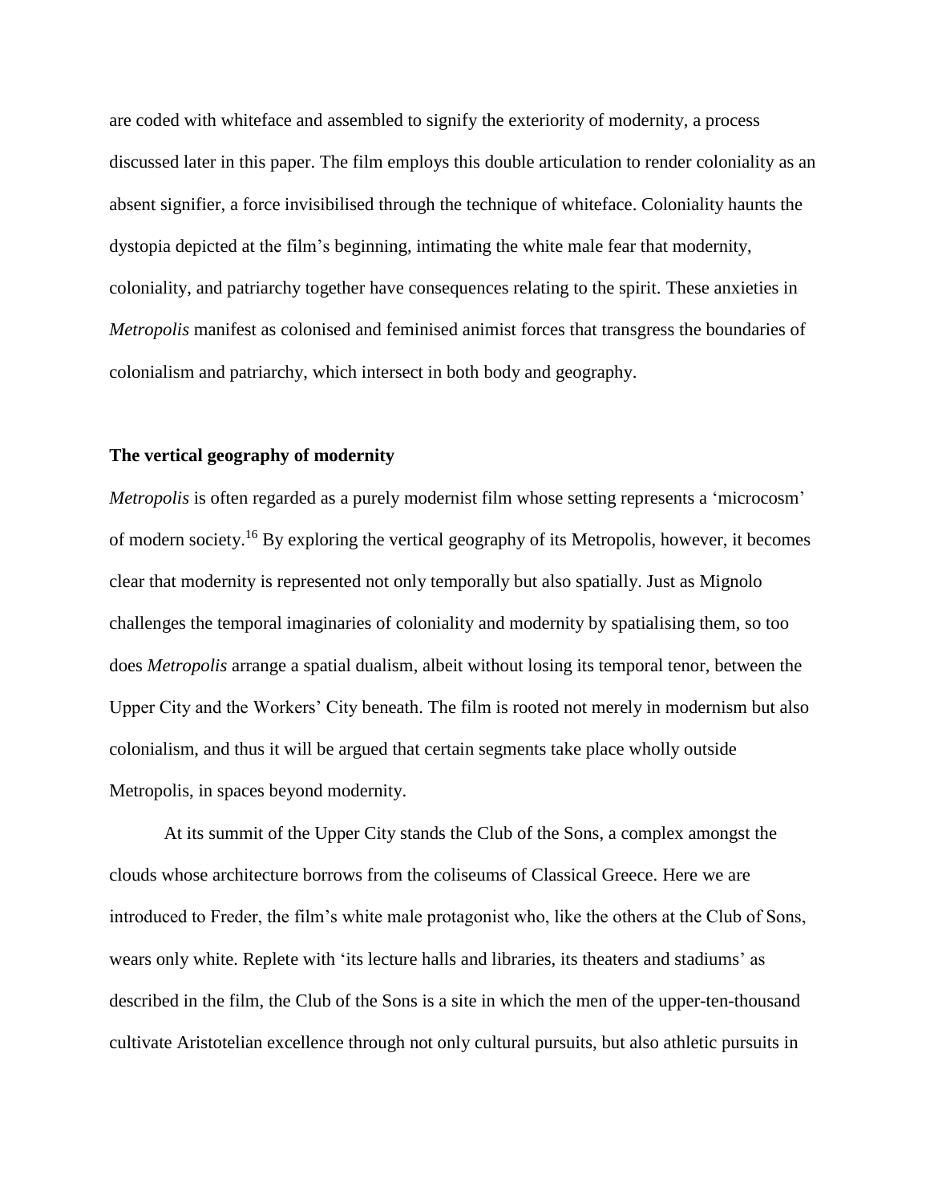are coded with whiteface and assembled to signify the exteriority of modernity, a process discussed later in this paper. The film employs this double articulation to render coloniality as an absent signifier, a force invisibilised through the technique of whiteface. Coloniality haunts the dystopia depicted at the film's beginning, intimating the white male fear that modernity, coloniality, and patriarchy together have consequences relating to the spirit. These anxieties in *Metropolis* manifest as colonised and feminised animist forces that transgress the boundaries of colonialism and patriarchy, which intersect in both body and geography.

## The vertical geography of modernity

*Metropolis* is often regarded as a purely modernist film whose setting represents a 'microcosm' of modern society.[16] By exploring the vertical geography of its Metropolis, however, it becomes clear that modernity is represented not only temporally but also spatially. Just as Mignolo challenges the temporal imaginaries of coloniality and modernity by spatialising them, so too does *Metropolis* arrange a spatial dualism, albeit without losing its temporal tenor, between the Upper City and the Workers' City beneath. The film is rooted not merely in modernism but also colonialism, and thus it will be argued that certain segments take place wholly outside Metropolis, in spaces beyond modernity.

At its summit of the Upper City stands the Club of the Sons, a complex amongst the clouds whose architecture borrows from the coliseums of Classical Greece. Here we are introduced to Freder, the film's white male protagonist who, like the others at the Club of Sons, wears only white. Replete with 'its lecture halls and libraries, its theaters and stadiums' as described in the film, the Club of the Sons is a site in which the men of the upper-ten-thousand cultivate Aristotelian excellence through not only cultural pursuits, but also athletic pursuits in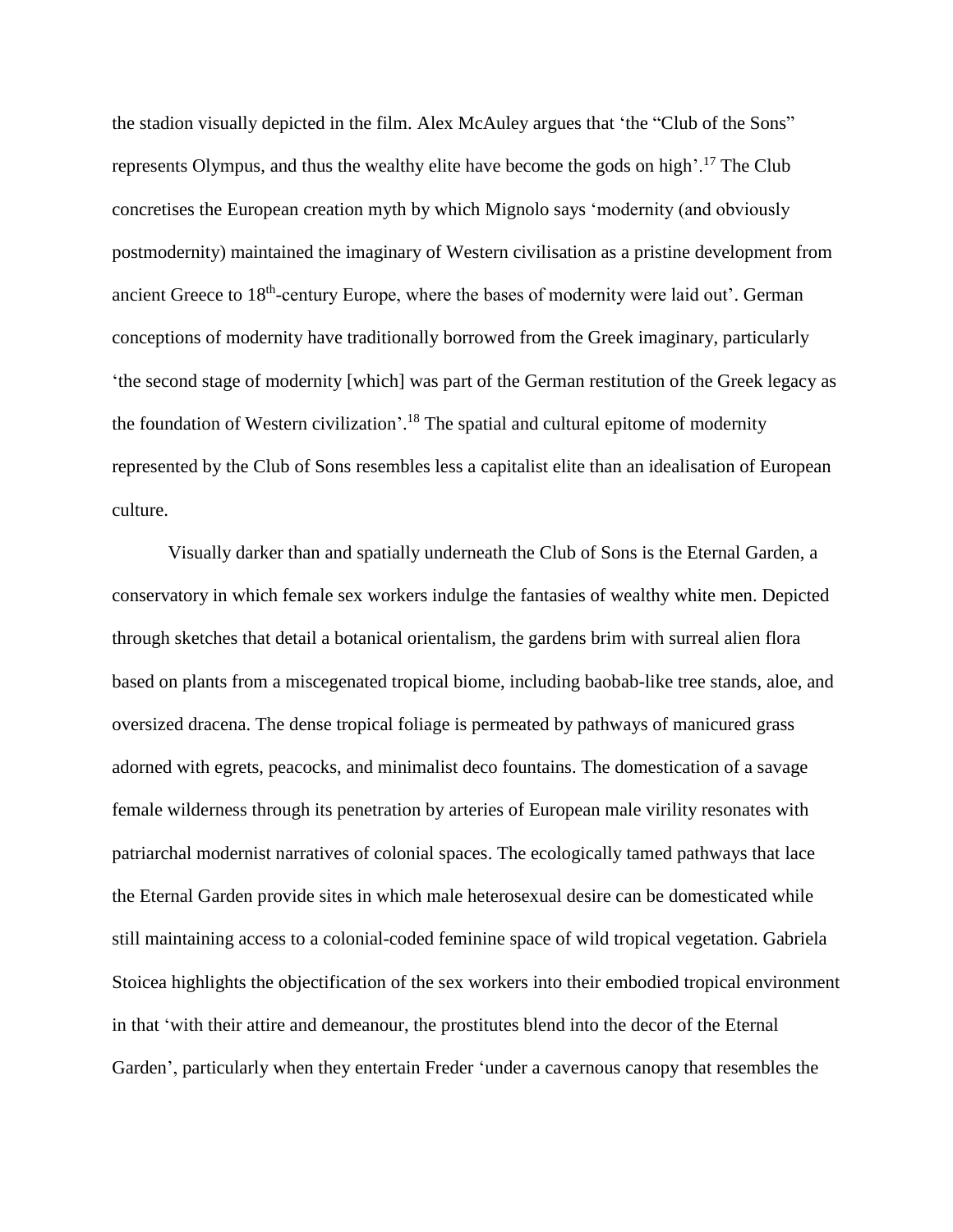the stadion visually depicted in the film. Alex McAuley argues that 'the "Club of the Sons" represents Olympus, and thus the wealthy elite have become the gods on high'.[17] The Club concretises the European creation myth by which Mignolo says 'modernity (and obviously postmodernity) maintained the imaginary of Western civilisation as a pristine development from ancient Greece to 18th-century Europe, where the bases of modernity were laid out'. German conceptions of modernity have traditionally borrowed from the Greek imaginary, particularly 'the second stage of modernity [which] was part of the German restitution of the Greek legacy as the foundation of Western civilization'.[18] The spatial and cultural epitome of modernity represented by the Club of Sons resembles less a capitalist elite than an idealisation of European culture.

Visually darker than and spatially underneath the Club of Sons is the Eternal Garden, a conservatory in which female sex workers indulge the fantasies of wealthy white men. Depicted through sketches that detail a botanical orientalism, the gardens brim with surreal alien flora based on plants from a miscegenated tropical biome, including baobab-like tree stands, aloe, and oversized dracena. The dense tropical foliage is permeated by pathways of manicured grass adorned with egrets, peacocks, and minimalist deco fountains. The domestication of a savage female wilderness through its penetration by arteries of European male virility resonates with patriarchal modernist narratives of colonial spaces. The ecologically tamed pathways that lace the Eternal Garden provide sites in which male heterosexual desire can be domesticated while still maintaining access to a colonial-coded feminine space of wild tropical vegetation. Gabriela Stoicea highlights the objectification of the sex workers into their embodied tropical environment in that 'with their attire and demeanour, the prostitutes blend into the decor of the Eternal Garden', particularly when they entertain Freder 'under a cavernous canopy that resembles the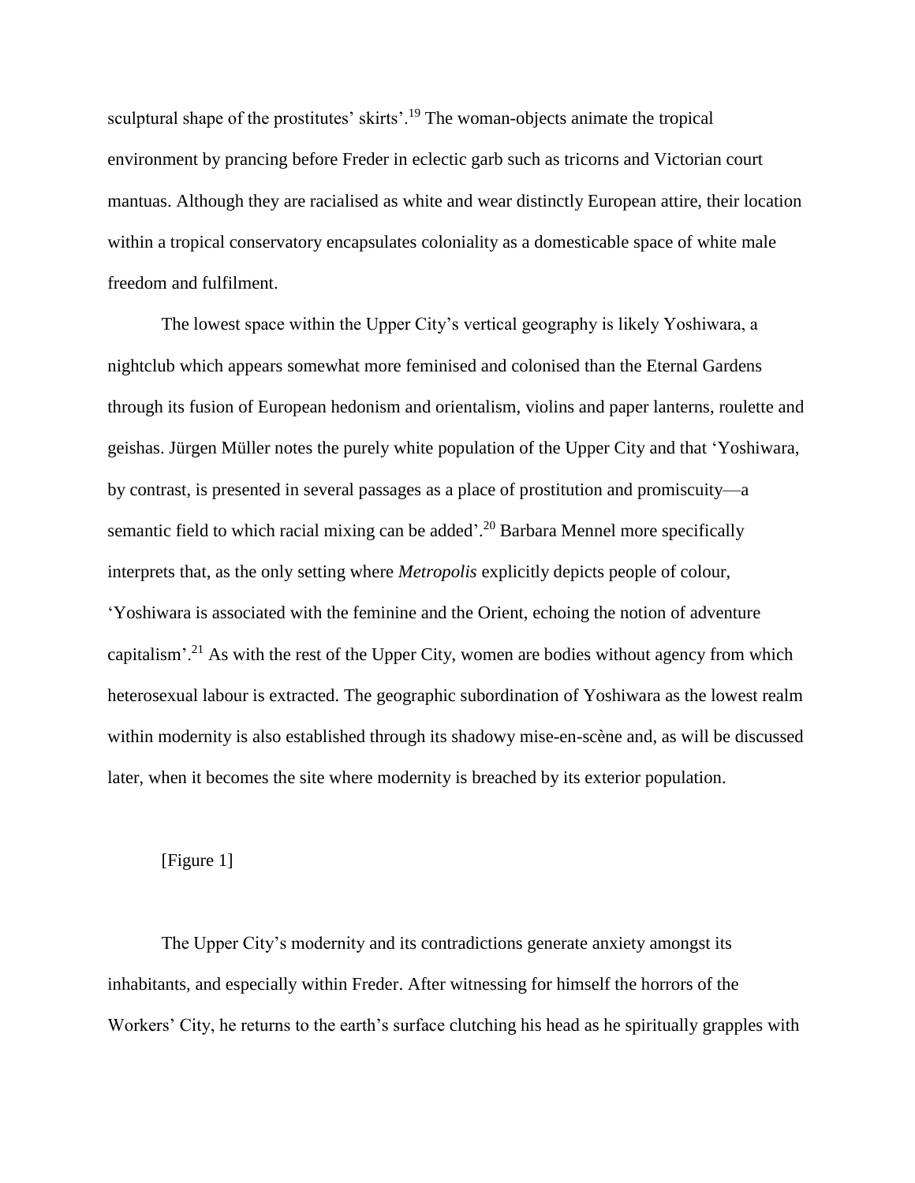sculptural shape of the prostitutes' skirts'.[19] The woman-objects animate the tropical environment by prancing before Freder in eclectic garb such as tricorns and Victorian court mantuas. Although they are racialised as white and wear distinctly European attire, their location within a tropical conservatory encapsulates coloniality as a domesticable space of white male freedom and fulfilment.

The lowest space within the Upper City's vertical geography is likely Yoshiwara, a nightclub which appears somewhat more feminised and colonised than the Eternal Gardens through its fusion of European hedonism and orientalism, violins and paper lanterns, roulette and geishas. Jürgen Müller notes the purely white population of the Upper City and that 'Yoshiwara, by contrast, is presented in several passages as a place of prostitution and promiscuity—a semantic field to which racial mixing can be added'.[20] Barbara Mennel more specifically interprets that, as the only setting where *Metropolis* explicitly depicts people of colour, 'Yoshiwara is associated with the feminine and the Orient, echoing the notion of adventure capitalism'.[21] As with the rest of the Upper City, women are bodies without agency from which heterosexual labour is extracted. The geographic subordination of Yoshiwara as the lowest realm within modernity is also established through its shadowy mise-en-scène and, as will be discussed later, when it becomes the site where modernity is breached by its exterior population.

[Figure 1]

The Upper City's modernity and its contradictions generate anxiety amongst its inhabitants, and especially within Freder. After witnessing for himself the horrors of the Workers' City, he returns to the earth's surface clutching his head as he spiritually grapples with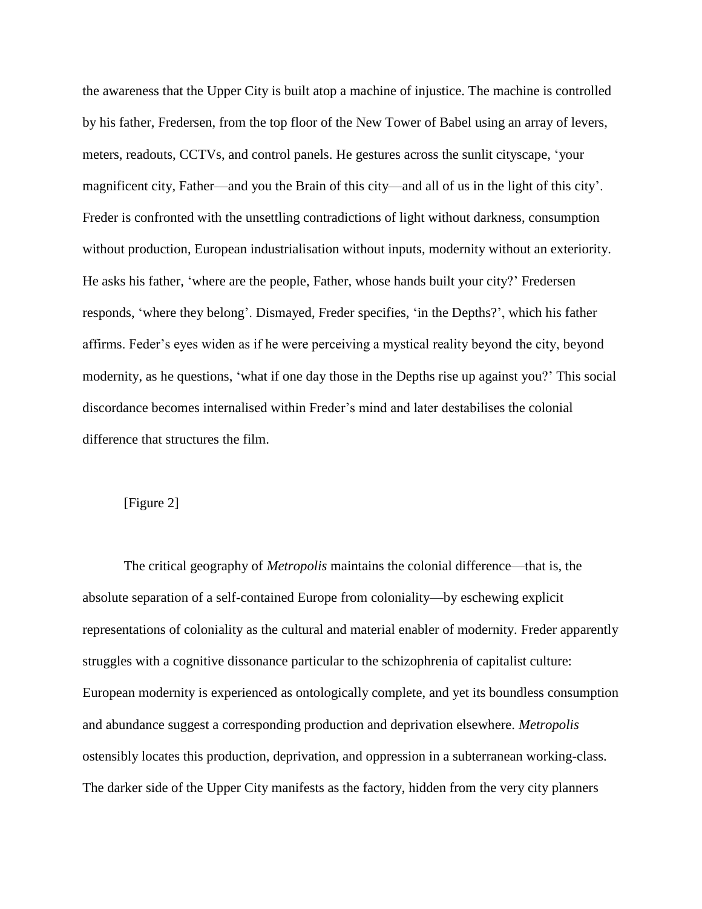the awareness that the Upper City is built atop a machine of injustice. The machine is controlled by his father, Fredersen, from the top floor of the New Tower of Babel using an array of levers, meters, readouts, CCTVs, and control panels. He gestures across the sunlit cityscape, 'your magnificent city, Father—and you the Brain of this city—and all of us in the light of this city'. Freder is confronted with the unsettling contradictions of light without darkness, consumption without production, European industrialisation without inputs, modernity without an exteriority. He asks his father, 'where are the people, Father, whose hands built your city?' Fredersen responds, 'where they belong'. Dismayed, Freder specifies, 'in the Depths?', which his father affirms. Feder's eyes widen as if he were perceiving a mystical reality beyond the city, beyond modernity, as he questions, 'what if one day those in the Depths rise up against you?' This social discordance becomes internalised within Freder's mind and later destabilises the colonial difference that structures the film.

[Figure 2]

The critical geography of *Metropolis* maintains the colonial difference—that is, the absolute separation of a self-contained Europe from coloniality—by eschewing explicit representations of coloniality as the cultural and material enabler of modernity. Freder apparently struggles with a cognitive dissonance particular to the schizophrenia of capitalist culture: European modernity is experienced as ontologically complete, and yet its boundless consumption and abundance suggest a corresponding production and deprivation elsewhere. *Metropolis* ostensibly locates this production, deprivation, and oppression in a subterranean working-class. The darker side of the Upper City manifests as the factory, hidden from the very city planners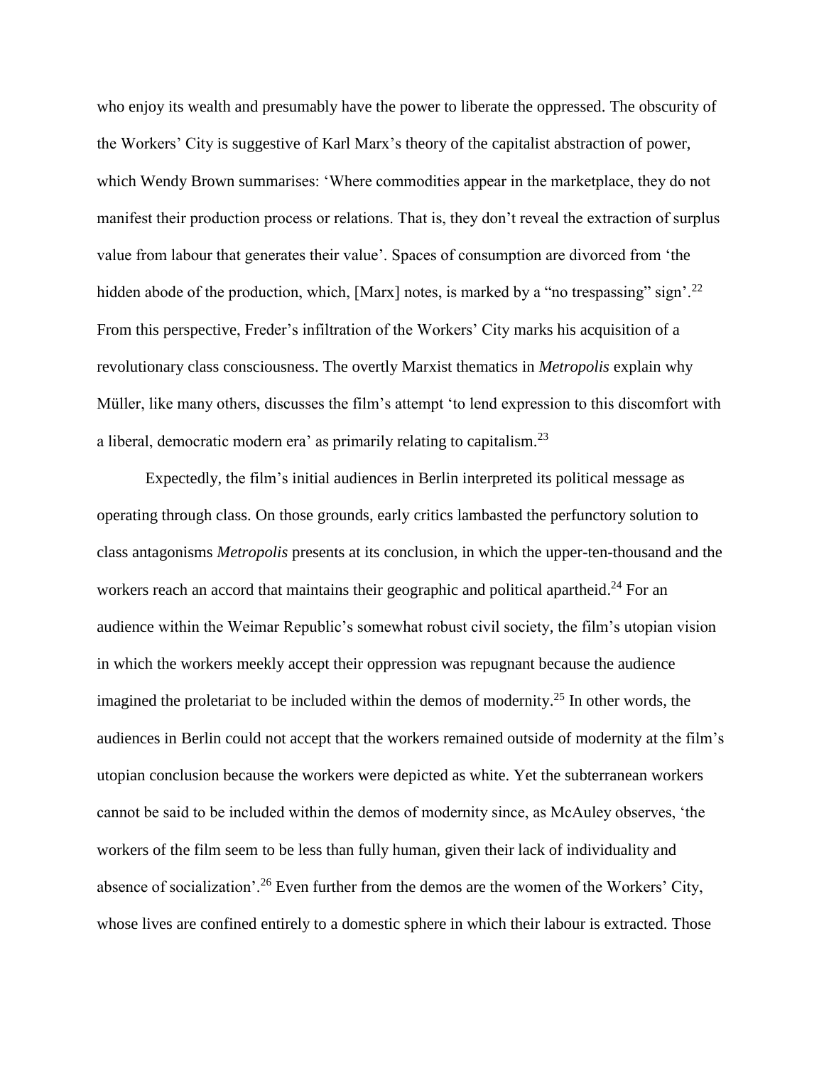who enjoy its wealth and presumably have the power to liberate the oppressed. The obscurity of the Workers' City is suggestive of Karl Marx's theory of the capitalist abstraction of power, which Wendy Brown summarises: 'Where commodities appear in the marketplace, they do not manifest their production process or relations. That is, they don't reveal the extraction of surplus value from labour that generates their value'. Spaces of consumption are divorced from 'the hidden abode of the production, which, [Marx] notes, is marked by a "no trespassing" sign'.[22] From this perspective, Freder's infiltration of the Workers' City marks his acquisition of a revolutionary class consciousness. The overtly Marxist thematics in *Metropolis* explain why Müller, like many others, discusses the film's attempt 'to lend expression to this discomfort with a liberal, democratic modern era' as primarily relating to capitalism.[23]

Expectedly, the film's initial audiences in Berlin interpreted its political message as operating through class. On those grounds, early critics lambasted the perfunctory solution to class antagonisms *Metropolis* presents at its conclusion, in which the upper-ten-thousand and the workers reach an accord that maintains their geographic and political apartheid.[24] For an audience within the Weimar Republic's somewhat robust civil society, the film's utopian vision in which the workers meekly accept their oppression was repugnant because the audience imagined the proletariat to be included within the demos of modernity.[25] In other words, the audiences in Berlin could not accept that the workers remained outside of modernity at the film's utopian conclusion because the workers were depicted as white. Yet the subterranean workers cannot be said to be included within the demos of modernity since, as McAuley observes, 'the workers of the film seem to be less than fully human, given their lack of individuality and absence of socialization'.[26] Even further from the demos are the women of the Workers' City, whose lives are confined entirely to a domestic sphere in which their labour is extracted. Those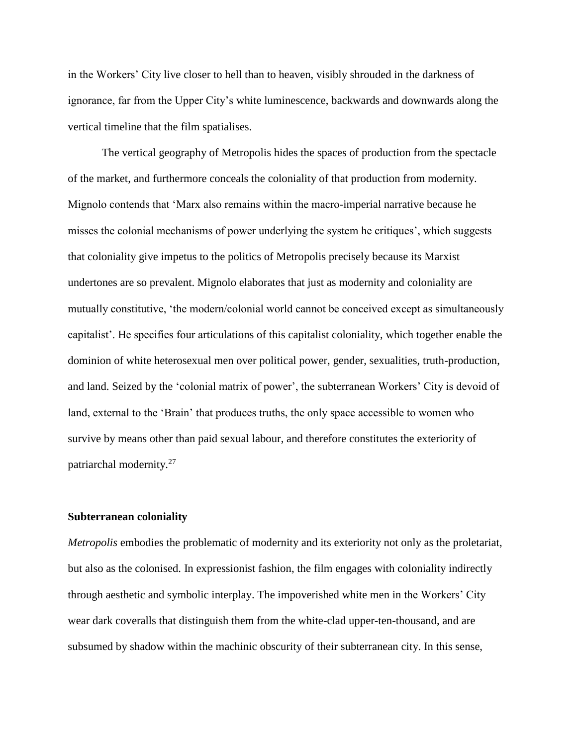in the Workers' City live closer to hell than to heaven, visibly shrouded in the darkness of ignorance, far from the Upper City's white luminescence, backwards and downwards along the vertical timeline that the film spatialises.

The vertical geography of Metropolis hides the spaces of production from the spectacle of the market, and furthermore conceals the coloniality of that production from modernity. Mignolo contends that 'Marx also remains within the macro-imperial narrative because he misses the colonial mechanisms of power underlying the system he critiques', which suggests that coloniality give impetus to the politics of Metropolis precisely because its Marxist undertones are so prevalent. Mignolo elaborates that just as modernity and coloniality are mutually constitutive, 'the modern/colonial world cannot be conceived except as simultaneously capitalist'. He specifies four articulations of this capitalist coloniality, which together enable the dominion of white heterosexual men over political power, gender, sexualities, truth-production, and land. Seized by the 'colonial matrix of power', the subterranean Workers' City is devoid of land, external to the 'Brain' that produces truths, the only space accessible to women who survive by means other than paid sexual labour, and therefore constitutes the exteriority of patriarchal modernity.[27]

### Subterranean coloniality

*Metropolis* embodies the problematic of modernity and its exteriority not only as the proletariat, but also as the colonised. In expressionist fashion, the film engages with coloniality indirectly through aesthetic and symbolic interplay. The impoverished white men in the Workers' City wear dark coveralls that distinguish them from the white-clad upper-ten-thousand, and are subsumed by shadow within the machinic obscurity of their subterranean city. In this sense,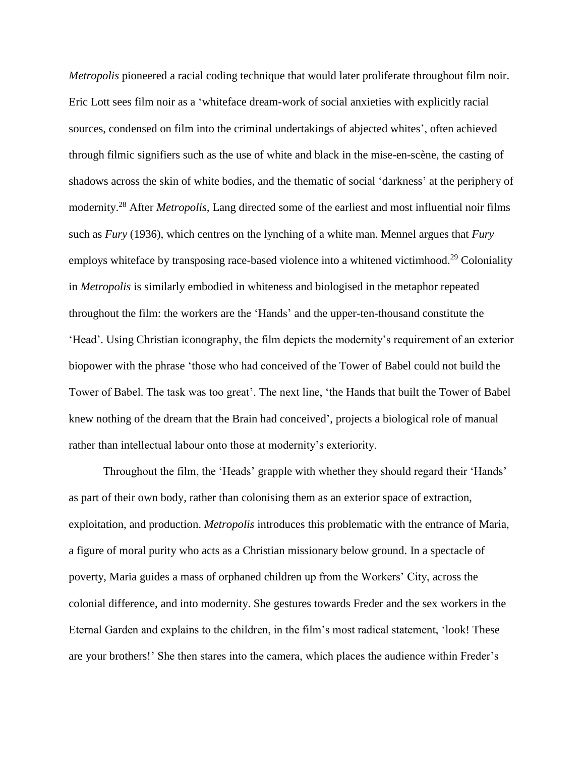*Metropolis* pioneered a racial coding technique that would later proliferate throughout film noir. Eric Lott sees film noir as a 'whiteface dream-work of social anxieties with explicitly racial sources, condensed on film into the criminal undertakings of abjected whites', often achieved through filmic signifiers such as the use of white and black in the mise-en-scène, the casting of shadows across the skin of white bodies, and the thematic of social 'darkness' at the periphery of modernity.[28] After *Metropolis,* Lang directed some of the earliest and most influential noir films such as *Fury* (1936), which centres on the lynching of a white man. Mennel argues that *Fury* employs whiteface by transposing race-based violence into a whitened victimhood.[29] Coloniality in *Metropolis* is similarly embodied in whiteness and biologised in the metaphor repeated throughout the film: the workers are the 'Hands' and the upper-ten-thousand constitute the 'Head'. Using Christian iconography, the film depicts the modernity's requirement of an exterior biopower with the phrase 'those who had conceived of the Tower of Babel could not build the Tower of Babel. The task was too great'. The next line, 'the Hands that built the Tower of Babel knew nothing of the dream that the Brain had conceived', projects a biological role of manual rather than intellectual labour onto those at modernity's exteriority.

Throughout the film, the 'Heads' grapple with whether they should regard their 'Hands' as part of their own body, rather than colonising them as an exterior space of extraction, exploitation, and production. *Metropolis* introduces this problematic with the entrance of Maria, a figure of moral purity who acts as a Christian missionary below ground. In a spectacle of poverty, Maria guides a mass of orphaned children up from the Workers' City, across the colonial difference, and into modernity. She gestures towards Freder and the sex workers in the Eternal Garden and explains to the children, in the film's most radical statement, 'look! These are your brothers!' She then stares into the camera, which places the audience within Freder's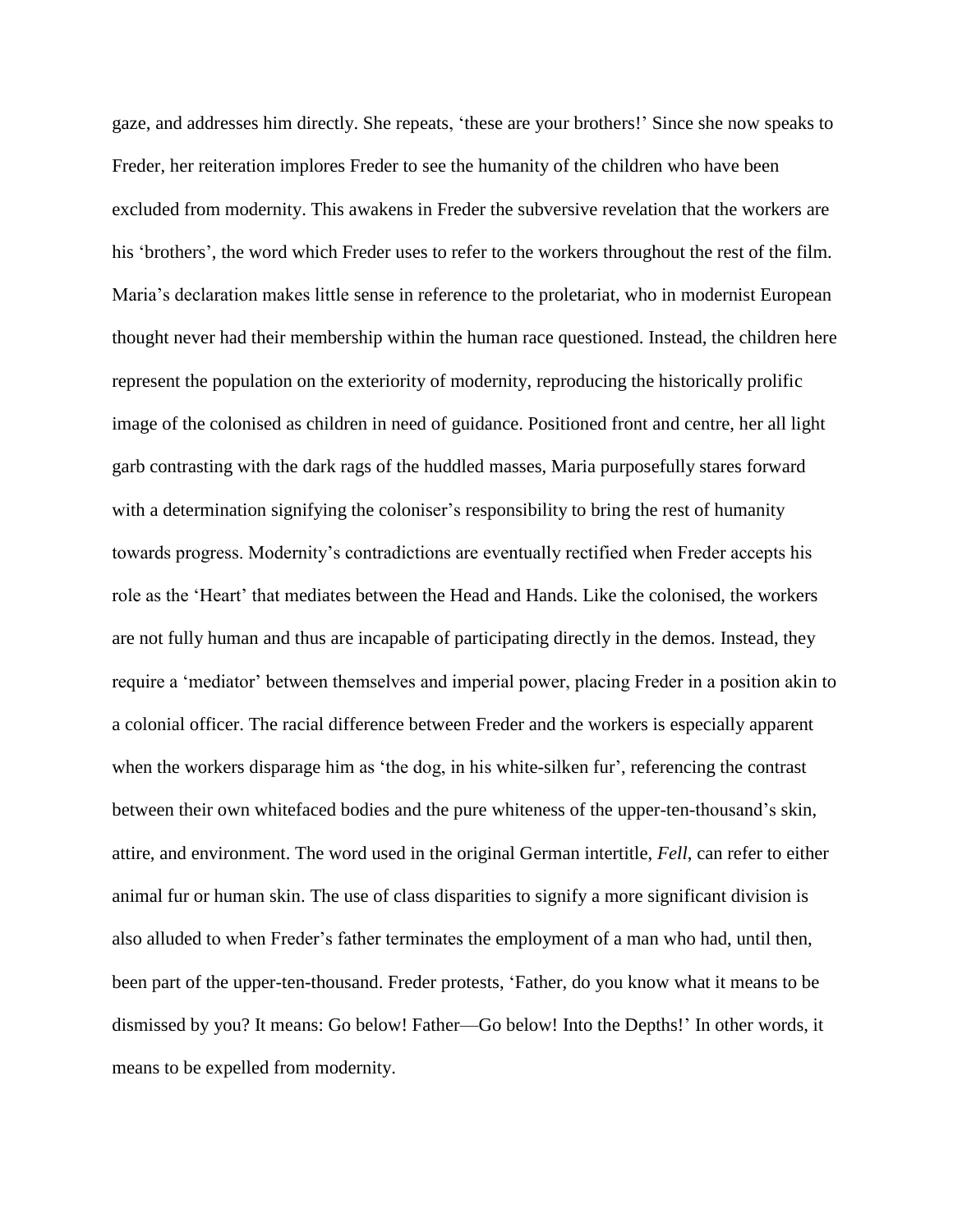gaze, and addresses him directly. She repeats, 'these are your brothers!' Since she now speaks to Freder, her reiteration implores Freder to see the humanity of the children who have been excluded from modernity. This awakens in Freder the subversive revelation that the workers are his 'brothers', the word which Freder uses to refer to the workers throughout the rest of the film. Maria's declaration makes little sense in reference to the proletariat, who in modernist European thought never had their membership within the human race questioned. Instead, the children here represent the population on the exteriority of modernity, reproducing the historically prolific image of the colonised as children in need of guidance. Positioned front and centre, her all light garb contrasting with the dark rags of the huddled masses, Maria purposefully stares forward with a determination signifying the coloniser's responsibility to bring the rest of humanity towards progress. Modernity's contradictions are eventually rectified when Freder accepts his role as the 'Heart' that mediates between the Head and Hands. Like the colonised, the workers are not fully human and thus are incapable of participating directly in the demos. Instead, they require a 'mediator' between themselves and imperial power, placing Freder in a position akin to a colonial officer. The racial difference between Freder and the workers is especially apparent when the workers disparage him as 'the dog, in his white-silken fur', referencing the contrast between their own whitefaced bodies and the pure whiteness of the upper-ten-thousand's skin, attire, and environment. The word used in the original German intertitle, *Fell*, can refer to either animal fur or human skin. The use of class disparities to signify a more significant division is also alluded to when Freder's father terminates the employment of a man who had, until then, been part of the upper-ten-thousand. Freder protests, 'Father, do you know what it means to be dismissed by you? It means: Go below! Father—Go below! Into the Depths!' In other words, it means to be expelled from modernity.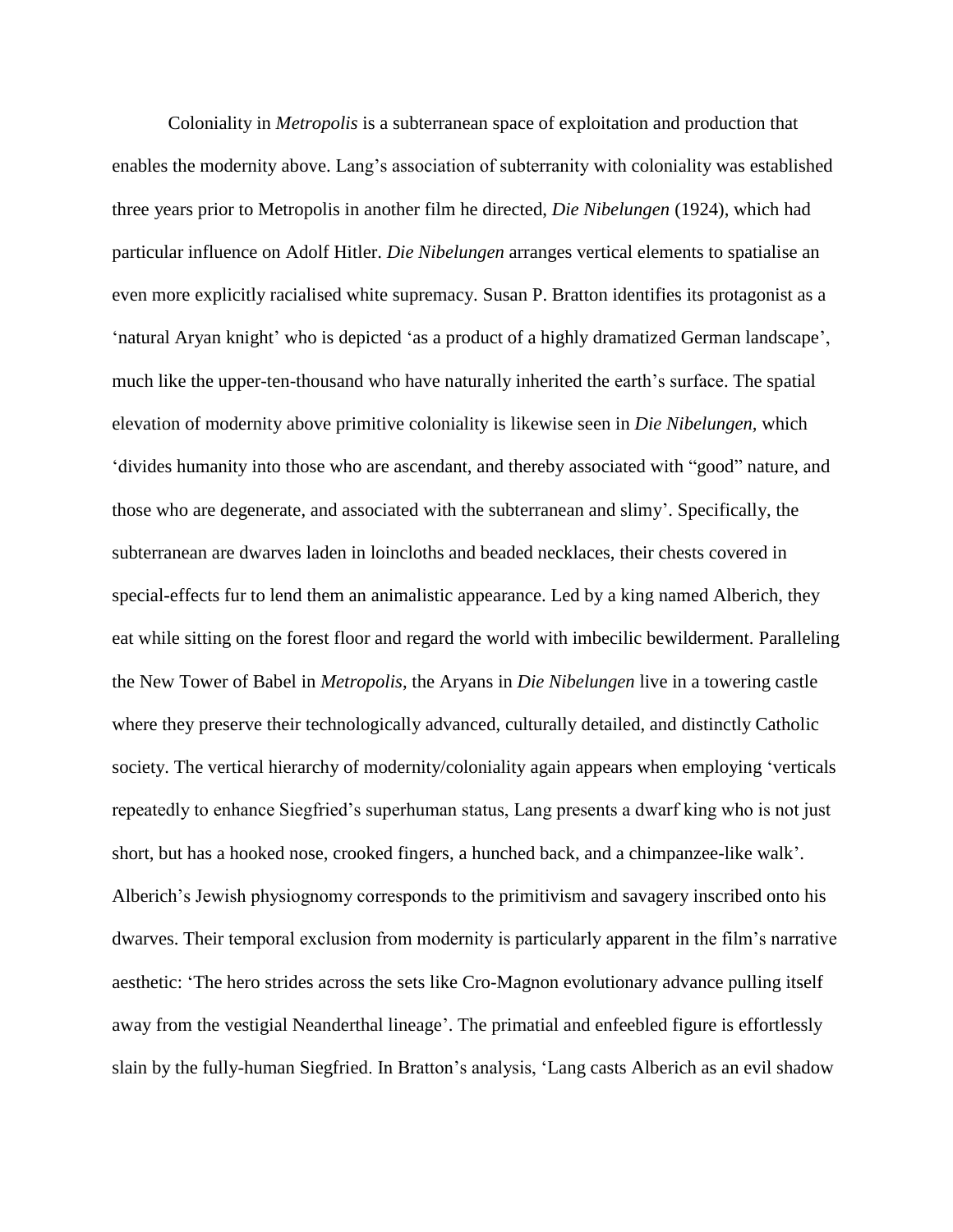Coloniality in *Metropolis* is a subterranean space of exploitation and production that enables the modernity above. Lang's association of subterranity with coloniality was established three years prior to Metropolis in another film he directed, *Die Nibelungen* (1924), which had particular influence on Adolf Hitler. *Die Nibelungen* arranges vertical elements to spatialise an even more explicitly racialised white supremacy. Susan P. Bratton identifies its protagonist as a 'natural Aryan knight' who is depicted 'as a product of a highly dramatized German landscape', much like the upper-ten-thousand who have naturally inherited the earth's surface. The spatial elevation of modernity above primitive coloniality is likewise seen in *Die Nibelungen*, which 'divides humanity into those who are ascendant, and thereby associated with "good" nature, and those who are degenerate, and associated with the subterranean and slimy'. Specifically, the subterranean are dwarves laden in loincloths and beaded necklaces, their chests covered in special-effects fur to lend them an animalistic appearance. Led by a king named Alberich, they eat while sitting on the forest floor and regard the world with imbecilic bewilderment. Paralleling the New Tower of Babel in *Metropolis*, the Aryans in *Die Nibelungen* live in a towering castle where they preserve their technologically advanced, culturally detailed, and distinctly Catholic society. The vertical hierarchy of modernity/coloniality again appears when employing 'verticals repeatedly to enhance Siegfried's superhuman status, Lang presents a dwarf king who is not just short, but has a hooked nose, crooked fingers, a hunched back, and a chimpanzee-like walk'. Alberich's Jewish physiognomy corresponds to the primitivism and savagery inscribed onto his dwarves. Their temporal exclusion from modernity is particularly apparent in the film's narrative aesthetic: 'The hero strides across the sets like Cro-Magnon evolutionary advance pulling itself away from the vestigial Neanderthal lineage'. The primatial and enfeebled figure is effortlessly slain by the fully-human Siegfried. In Bratton's analysis, 'Lang casts Alberich as an evil shadow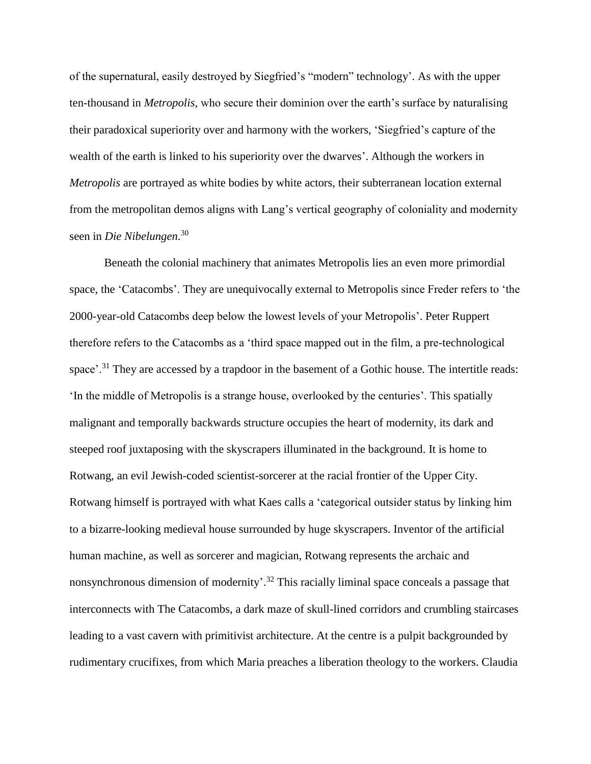of the supernatural, easily destroyed by Siegfried's "modern" technology'. As with the upper ten-thousand in *Metropolis,* who secure their dominion over the earth's surface by naturalising their paradoxical superiority over and harmony with the workers, 'Siegfried's capture of the wealth of the earth is linked to his superiority over the dwarves'. Although the workers in *Metropolis* are portrayed as white bodies by white actors, their subterranean location external from the metropolitan demos aligns with Lang's vertical geography of coloniality and modernity seen in *Die Nibelungen.*[30]

Beneath the colonial machinery that animates Metropolis lies an even more primordial space, the 'Catacombs'. They are unequivocally external to Metropolis since Freder refers to 'the 2000-year-old Catacombs deep below the lowest levels of your Metropolis'. Peter Ruppert therefore refers to the Catacombs as a 'third space mapped out in the film, a pre-technological space'.[31] They are accessed by a trapdoor in the basement of a Gothic house. The intertitle reads: 'In the middle of Metropolis is a strange house, overlooked by the centuries'. This spatially malignant and temporally backwards structure occupies the heart of modernity, its dark and steeped roof juxtaposing with the skyscrapers illuminated in the background. It is home to Rotwang, an evil Jewish-coded scientist-sorcerer at the racial frontier of the Upper City. Rotwang himself is portrayed with what Kaes calls a 'categorical outsider status by linking him to a bizarre-looking medieval house surrounded by huge skyscrapers. Inventor of the artificial human machine, as well as sorcerer and magician, Rotwang represents the archaic and nonsynchronous dimension of modernity'.[32] This racially liminal space conceals a passage that interconnects with The Catacombs, a dark maze of skull-lined corridors and crumbling staircases leading to a vast cavern with primitivist architecture. At the centre is a pulpit backgrounded by rudimentary crucifixes, from which Maria preaches a liberation theology to the workers. Claudia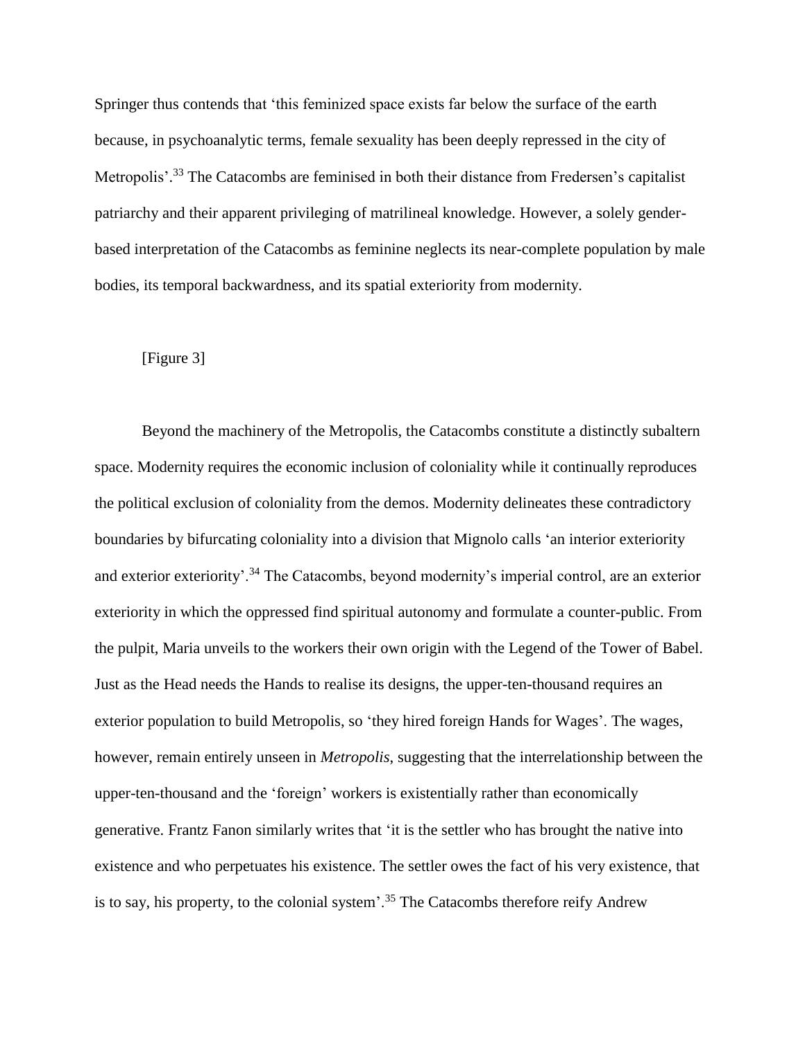Springer thus contends that 'this feminized space exists far below the surface of the earth because, in psychoanalytic terms, female sexuality has been deeply repressed in the city of Metropolis'.[33] The Catacombs are feminised in both their distance from Fredersen's capitalist patriarchy and their apparent privileging of matrilineal knowledge. However, a solely gender-based interpretation of the Catacombs as feminine neglects its near-complete population by male bodies, its temporal backwardness, and its spatial exteriority from modernity.

[Figure 3]

Beyond the machinery of the Metropolis, the Catacombs constitute a distinctly subaltern space. Modernity requires the economic inclusion of coloniality while it continually reproduces the political exclusion of coloniality from the demos. Modernity delineates these contradictory boundaries by bifurcating coloniality into a division that Mignolo calls 'an interior exteriority and exterior exteriority'.[34] The Catacombs, beyond modernity's imperial control, are an exterior exteriority in which the oppressed find spiritual autonomy and formulate a counter-public. From the pulpit, Maria unveils to the workers their own origin with the Legend of the Tower of Babel. Just as the Head needs the Hands to realise its designs, the upper-ten-thousand requires an exterior population to build Metropolis, so 'they hired foreign Hands for Wages'. The wages, however, remain entirely unseen in *Metropolis*, suggesting that the interrelationship between the upper-ten-thousand and the 'foreign' workers is existentially rather than economically generative. Frantz Fanon similarly writes that 'it is the settler who has brought the native into existence and who perpetuates his existence. The settler owes the fact of his very existence, that is to say, his property, to the colonial system'.[35] The Catacombs therefore reify Andrew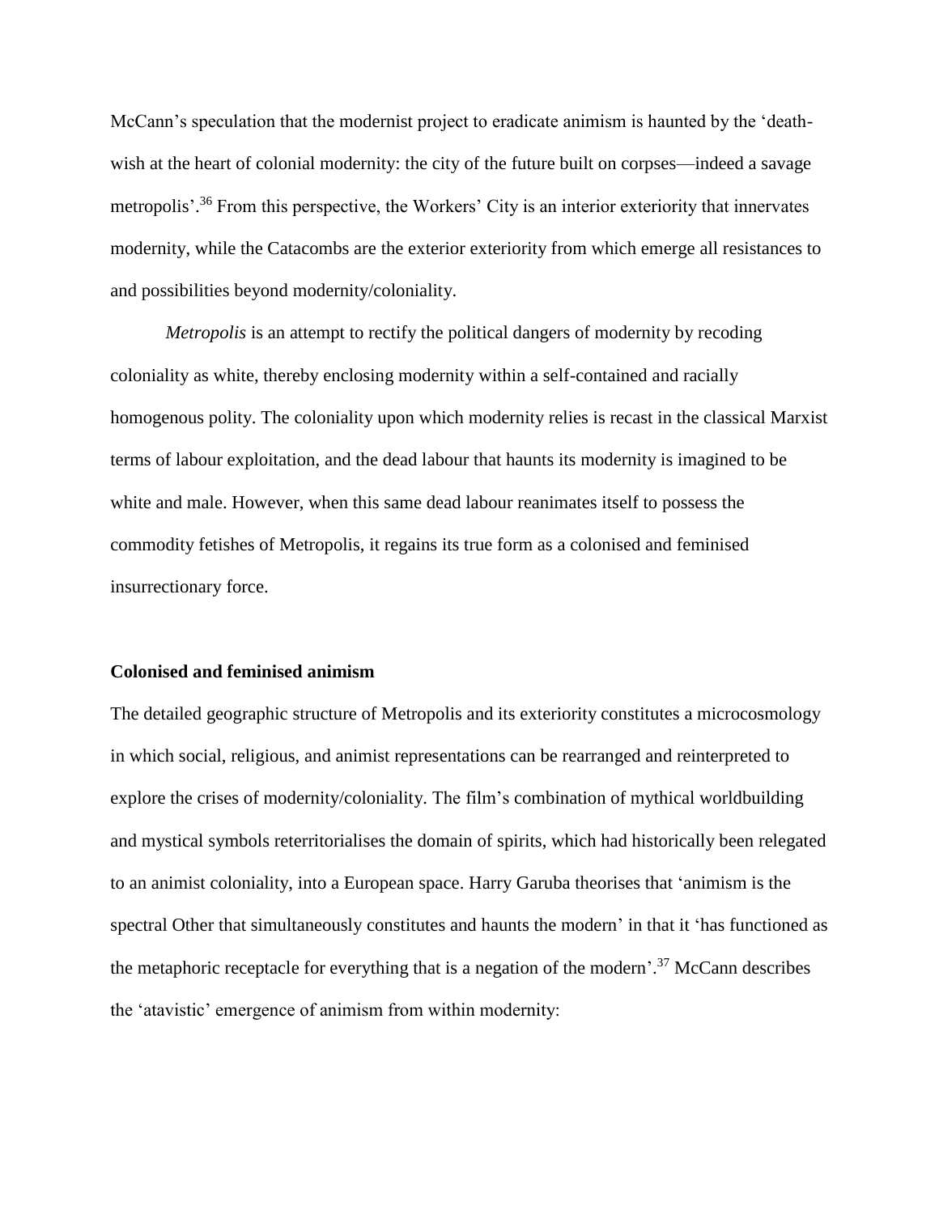McCann's speculation that the modernist project to eradicate animism is haunted by the 'death-wish at the heart of colonial modernity: the city of the future built on corpses—indeed a savage metropolis'.[36] From this perspective, the Workers' City is an interior exteriority that innervates modernity, while the Catacombs are the exterior exteriority from which emerge all resistances to and possibilities beyond modernity/coloniality.

*Metropolis* is an attempt to rectify the political dangers of modernity by recoding coloniality as white, thereby enclosing modernity within a self-contained and racially homogenous polity. The coloniality upon which modernity relies is recast in the classical Marxist terms of labour exploitation, and the dead labour that haunts its modernity is imagined to be white and male. However, when this same dead labour reanimates itself to possess the commodity fetishes of Metropolis, it regains its true form as a colonised and feminised insurrectionary force.

**Colonised and feminised animism**

The detailed geographic structure of Metropolis and its exteriority constitutes a microcosmology in which social, religious, and animist representations can be rearranged and reinterpreted to explore the crises of modernity/coloniality. The film's combination of mythical worldbuilding and mystical symbols reterritorialises the domain of spirits, which had historically been relegated to an animist coloniality, into a European space. Harry Garuba theorises that 'animism is the spectral Other that simultaneously constitutes and haunts the modern' in that it 'has functioned as the metaphoric receptacle for everything that is a negation of the modern'.[37] McCann describes the 'atavistic' emergence of animism from within modernity: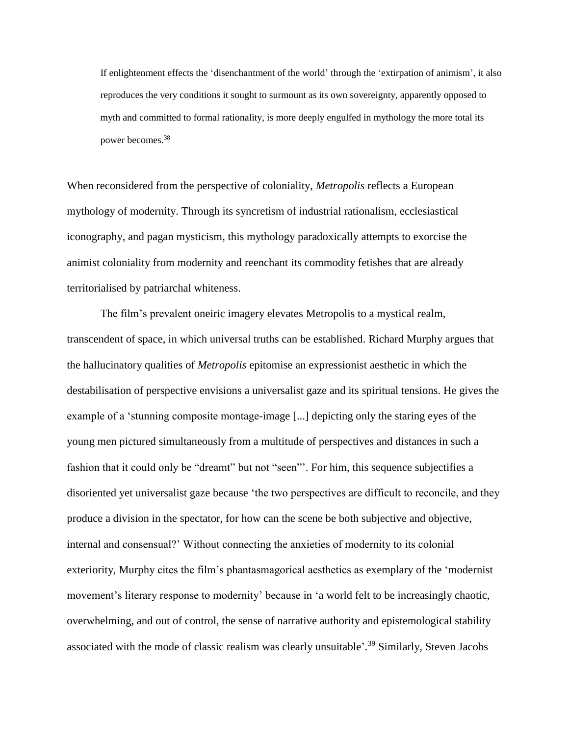> If enlightenment effects the 'disenchantment of the world' through the 'extirpation of animism', it also reproduces the very conditions it sought to surmount as its own sovereignty, apparently opposed to myth and committed to formal rationality, is more deeply engulfed in mythology the more total its power becomes.[38]

When reconsidered from the perspective of coloniality, *Metropolis* reflects a European mythology of modernity. Through its syncretism of industrial rationalism, ecclesiastical iconography, and pagan mysticism, this mythology paradoxically attempts to exorcise the animist coloniality from modernity and reenchant its commodity fetishes that are already territorialised by patriarchal whiteness.

The film's prevalent oneiric imagery elevates Metropolis to a mystical realm, transcendent of space, in which universal truths can be established. Richard Murphy argues that the hallucinatory qualities of *Metropolis* epitomise an expressionist aesthetic in which the destabilisation of perspective envisions a universalist gaze and its spiritual tensions. He gives the example of a 'stunning composite montage-image [...] depicting only the staring eyes of the young men pictured simultaneously from a multitude of perspectives and distances in such a fashion that it could only be "dreamt" but not "seen"'. For him, this sequence subjectifies a disoriented yet universalist gaze because 'the two perspectives are difficult to reconcile, and they produce a division in the spectator, for how can the scene be both subjective and objective, internal and consensual?' Without connecting the anxieties of modernity to its colonial exteriority, Murphy cites the film's phantasmagorical aesthetics as exemplary of the 'modernist movement's literary response to modernity' because in 'a world felt to be increasingly chaotic, overwhelming, and out of control, the sense of narrative authority and epistemological stability associated with the mode of classic realism was clearly unsuitable'.[39] Similarly, Steven Jacobs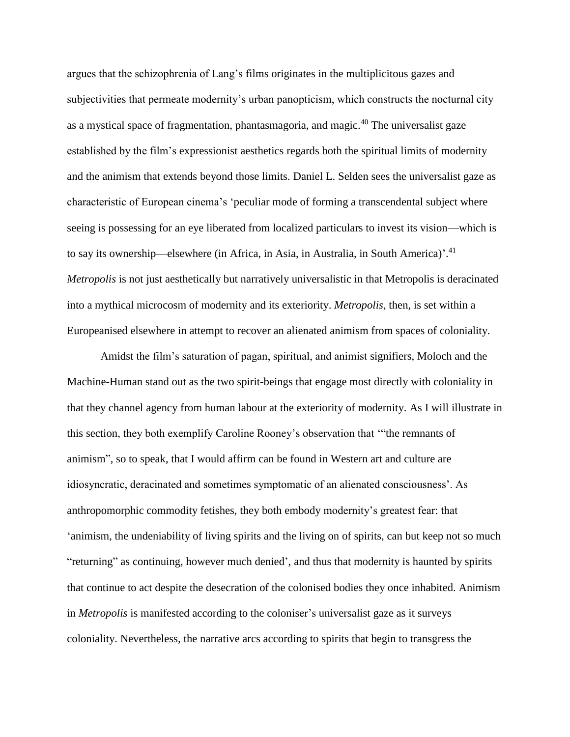argues that the schizophrenia of Lang's films originates in the multiplicitous gazes and subjectivities that permeate modernity's urban panopticism, which constructs the nocturnal city as a mystical space of fragmentation, phantasmagoria, and magic.[40] The universalist gaze established by the film's expressionist aesthetics regards both the spiritual limits of modernity and the animism that extends beyond those limits. Daniel L. Selden sees the universalist gaze as characteristic of European cinema's 'peculiar mode of forming a transcendental subject where seeing is possessing for an eye liberated from localized particulars to invest its vision—which is to say its ownership—elsewhere (in Africa, in Asia, in Australia, in South America)'.[41] *Metropolis* is not just aesthetically but narratively universalistic in that Metropolis is deracinated into a mythical microcosm of modernity and its exteriority. *Metropolis*, then, is set within a Europeanised elsewhere in attempt to recover an alienated animism from spaces of coloniality.

Amidst the film's saturation of pagan, spiritual, and animist signifiers, Moloch and the Machine-Human stand out as the two spirit-beings that engage most directly with coloniality in that they channel agency from human labour at the exteriority of modernity. As I will illustrate in this section, they both exemplify Caroline Rooney's observation that '"the remnants of animism", so to speak, that I would affirm can be found in Western art and culture are idiosyncratic, deracinated and sometimes symptomatic of an alienated consciousness'. As anthropomorphic commodity fetishes, they both embody modernity's greatest fear: that 'animism, the undeniability of living spirits and the living on of spirits, can but keep not so much "returning" as continuing, however much denied', and thus that modernity is haunted by spirits that continue to act despite the desecration of the colonised bodies they once inhabited. Animism in *Metropolis* is manifested according to the coloniser's universalist gaze as it surveys coloniality. Nevertheless, the narrative arcs according to spirits that begin to transgress the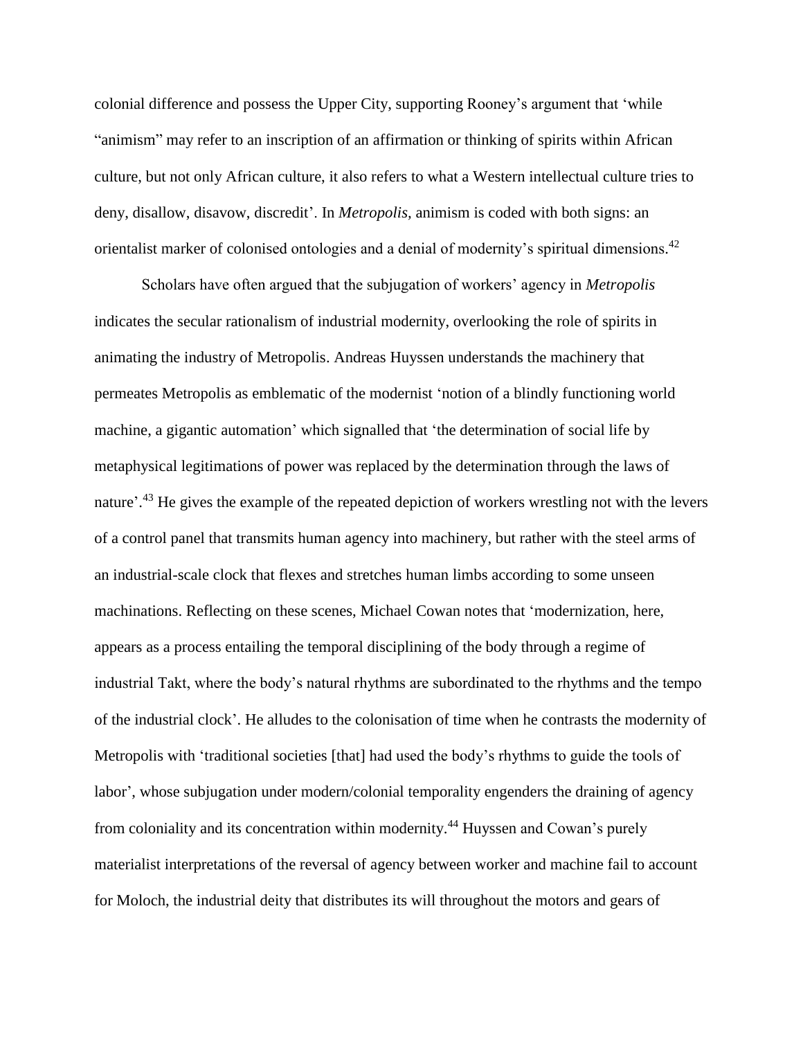colonial difference and possess the Upper City, supporting Rooney's argument that 'while "animism" may refer to an inscription of an affirmation or thinking of spirits within African culture, but not only African culture, it also refers to what a Western intellectual culture tries to deny, disallow, disavow, discredit'. In *Metropolis*, animism is coded with both signs: an orientalist marker of colonised ontologies and a denial of modernity's spiritual dimensions.[42]

Scholars have often argued that the subjugation of workers' agency in *Metropolis* indicates the secular rationalism of industrial modernity, overlooking the role of spirits in animating the industry of Metropolis. Andreas Huyssen understands the machinery that permeates Metropolis as emblematic of the modernist 'notion of a blindly functioning world machine, a gigantic automation' which signalled that 'the determination of social life by metaphysical legitimations of power was replaced by the determination through the laws of nature'.[43] He gives the example of the repeated depiction of workers wrestling not with the levers of a control panel that transmits human agency into machinery, but rather with the steel arms of an industrial-scale clock that flexes and stretches human limbs according to some unseen machinations. Reflecting on these scenes, Michael Cowan notes that 'modernization, here, appears as a process entailing the temporal disciplining of the body through a regime of industrial Takt, where the body's natural rhythms are subordinated to the rhythms and the tempo of the industrial clock'. He alludes to the colonisation of time when he contrasts the modernity of Metropolis with 'traditional societies [that] had used the body's rhythms to guide the tools of labor', whose subjugation under modern/colonial temporality engenders the draining of agency from coloniality and its concentration within modernity.[44] Huyssen and Cowan's purely materialist interpretations of the reversal of agency between worker and machine fail to account for Moloch, the industrial deity that distributes its will throughout the motors and gears of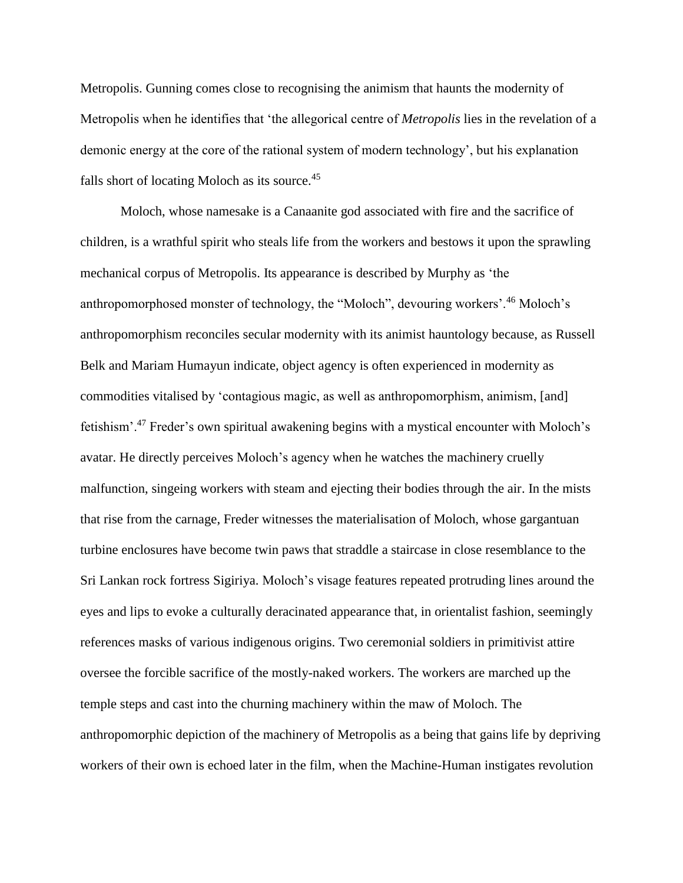Metropolis. Gunning comes close to recognising the animism that haunts the modernity of Metropolis when he identifies that 'the allegorical centre of *Metropolis* lies in the revelation of a demonic energy at the core of the rational system of modern technology', but his explanation falls short of locating Moloch as its source.[45]

Moloch, whose namesake is a Canaanite god associated with fire and the sacrifice of children, is a wrathful spirit who steals life from the workers and bestows it upon the sprawling mechanical corpus of Metropolis. Its appearance is described by Murphy as 'the anthropomorphosed monster of technology, the "Moloch", devouring workers'.[46] Moloch's anthropomorphism reconciles secular modernity with its animist hauntology because, as Russell Belk and Mariam Humayun indicate, object agency is often experienced in modernity as commodities vitalised by 'contagious magic, as well as anthropomorphism, animism, [and] fetishism'.[47] Freder's own spiritual awakening begins with a mystical encounter with Moloch's avatar. He directly perceives Moloch's agency when he watches the machinery cruelly malfunction, singeing workers with steam and ejecting their bodies through the air. In the mists that rise from the carnage, Freder witnesses the materialisation of Moloch, whose gargantuan turbine enclosures have become twin paws that straddle a staircase in close resemblance to the Sri Lankan rock fortress Sigiriya. Moloch's visage features repeated protruding lines around the eyes and lips to evoke a culturally deracinated appearance that, in orientalist fashion, seemingly references masks of various indigenous origins. Two ceremonial soldiers in primitivist attire oversee the forcible sacrifice of the mostly-naked workers. The workers are marched up the temple steps and cast into the churning machinery within the maw of Moloch. The anthropomorphic depiction of the machinery of Metropolis as a being that gains life by depriving workers of their own is echoed later in the film, when the Machine-Human instigates revolution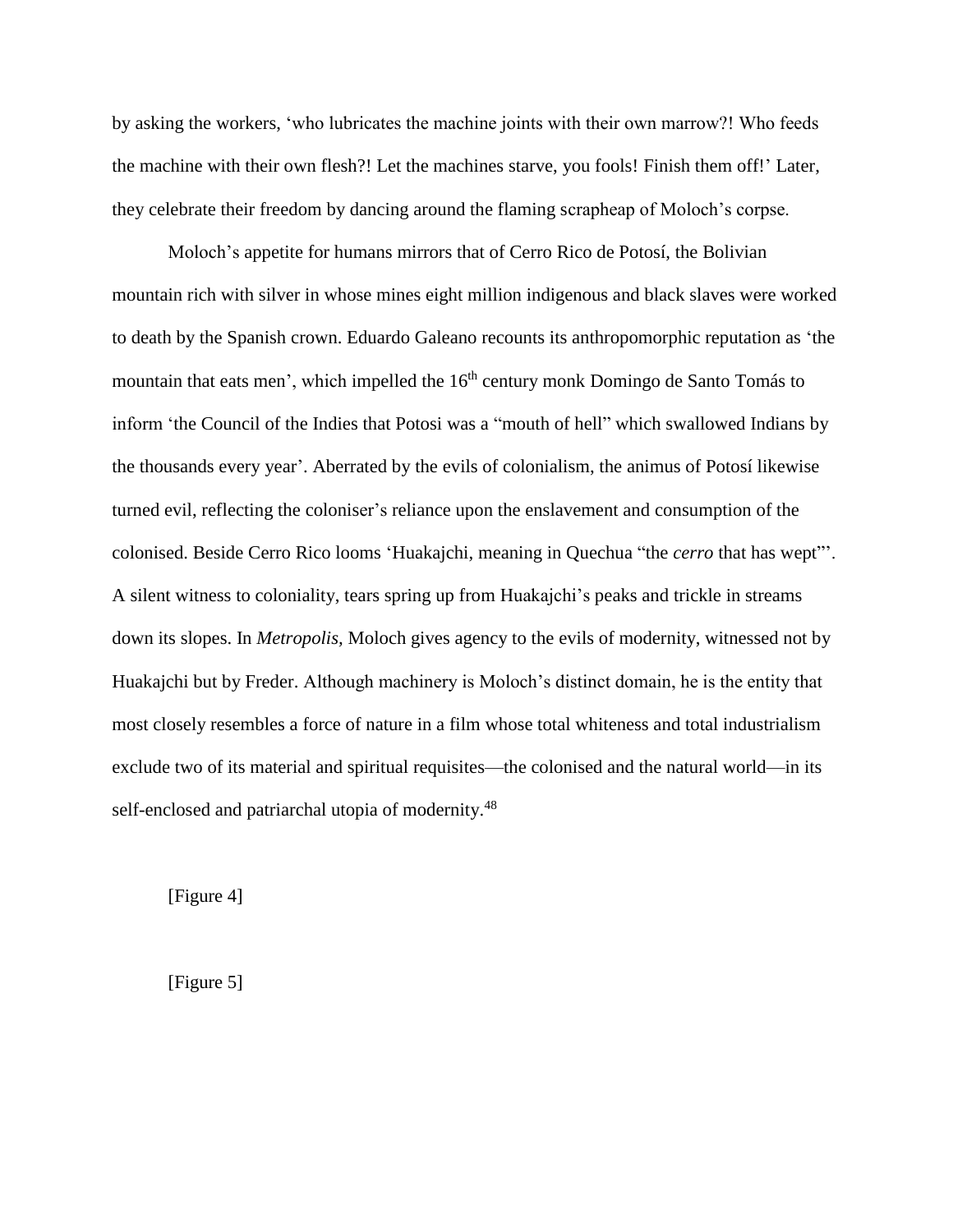by asking the workers, 'who lubricates the machine joints with their own marrow?! Who feeds the machine with their own flesh?! Let the machines starve, you fools! Finish them off!' Later, they celebrate their freedom by dancing around the flaming scrapheap of Moloch's corpse.

Moloch's appetite for humans mirrors that of Cerro Rico de Potosí, the Bolivian mountain rich with silver in whose mines eight million indigenous and black slaves were worked to death by the Spanish crown. Eduardo Galeano recounts its anthropomorphic reputation as 'the mountain that eats men', which impelled the 16th century monk Domingo de Santo Tomás to inform 'the Council of the Indies that Potosi was a "mouth of hell" which swallowed Indians by the thousands every year'. Aberrated by the evils of colonialism, the animus of Potosí likewise turned evil, reflecting the coloniser's reliance upon the enslavement and consumption of the colonised. Beside Cerro Rico looms 'Huakajchi, meaning in Quechua "the *cerro* that has wept"'. A silent witness to coloniality, tears spring up from Huakajchi's peaks and trickle in streams down its slopes. In *Metropolis,* Moloch gives agency to the evils of modernity, witnessed not by Huakajchi but by Freder. Although machinery is Moloch's distinct domain, he is the entity that most closely resembles a force of nature in a film whose total whiteness and total industrialism exclude two of its material and spiritual requisites—the colonised and the natural world—in its self-enclosed and patriarchal utopia of modernity.[48]

[Figure 4]

[Figure 5]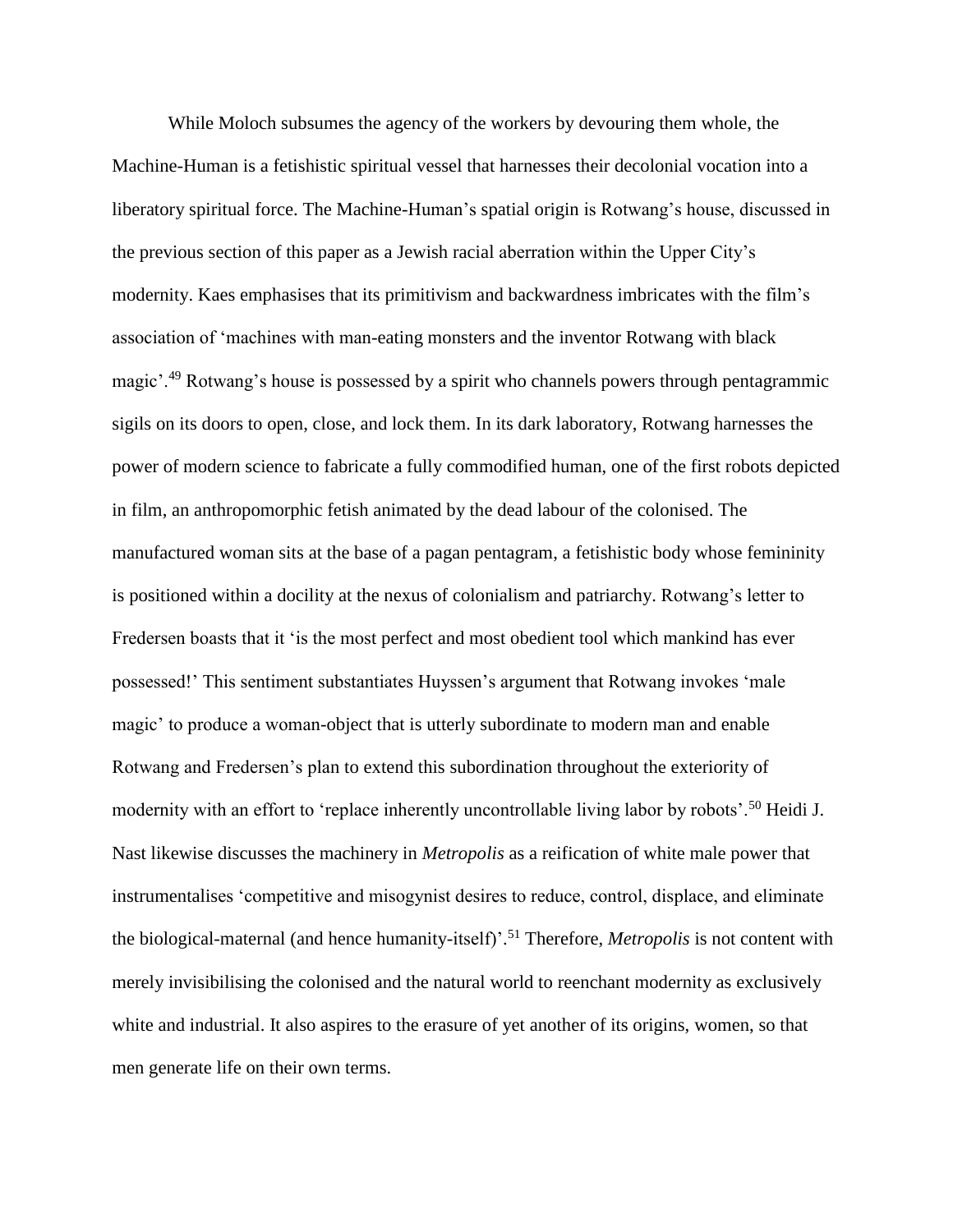While Moloch subsumes the agency of the workers by devouring them whole, the Machine-Human is a fetishistic spiritual vessel that harnesses their decolonial vocation into a liberatory spiritual force. The Machine-Human's spatial origin is Rotwang's house, discussed in the previous section of this paper as a Jewish racial aberration within the Upper City's modernity. Kaes emphasises that its primitivism and backwardness imbricates with the film's association of 'machines with man-eating monsters and the inventor Rotwang with black magic'.[49] Rotwang's house is possessed by a spirit who channels powers through pentagrammic sigils on its doors to open, close, and lock them. In its dark laboratory, Rotwang harnesses the power of modern science to fabricate a fully commodified human, one of the first robots depicted in film, an anthropomorphic fetish animated by the dead labour of the colonised. The manufactured woman sits at the base of a pagan pentagram, a fetishistic body whose femininity is positioned within a docility at the nexus of colonialism and patriarchy. Rotwang's letter to Fredersen boasts that it 'is the most perfect and most obedient tool which mankind has ever possessed!' This sentiment substantiates Huyssen's argument that Rotwang invokes 'male magic' to produce a woman-object that is utterly subordinate to modern man and enable Rotwang and Fredersen's plan to extend this subordination throughout the exteriority of modernity with an effort to 'replace inherently uncontrollable living labor by robots'.[50] Heidi J. Nast likewise discusses the machinery in *Metropolis* as a reification of white male power that instrumentalises 'competitive and misogynist desires to reduce, control, displace, and eliminate the biological-maternal (and hence humanity-itself)'.[51] Therefore, *Metropolis* is not content with merely invisibilising the colonised and the natural world to reenchant modernity as exclusively white and industrial. It also aspires to the erasure of yet another of its origins, women, so that men generate life on their own terms.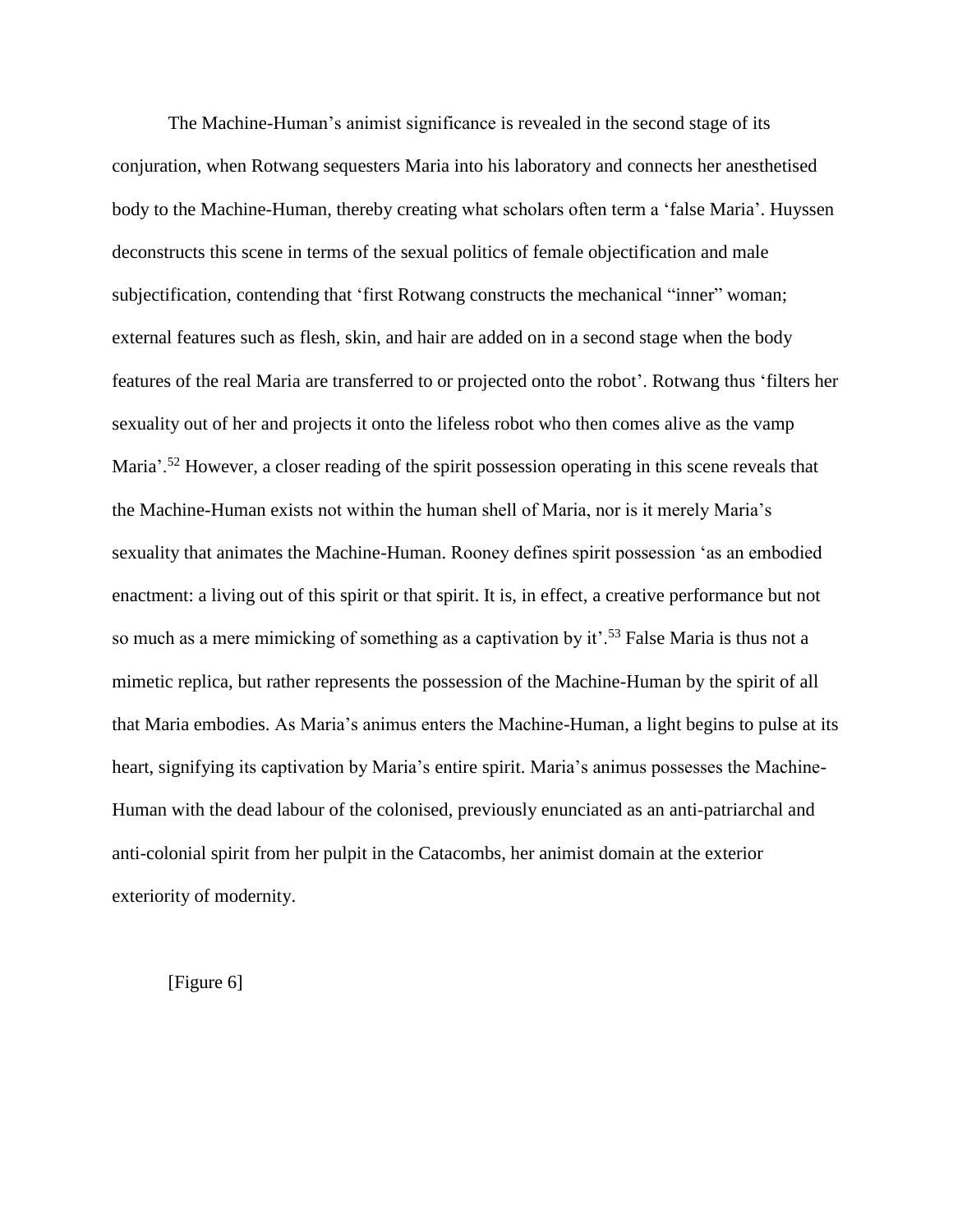The Machine-Human's animist significance is revealed in the second stage of its conjuration, when Rotwang sequesters Maria into his laboratory and connects her anesthetised body to the Machine-Human, thereby creating what scholars often term a 'false Maria'. Huyssen deconstructs this scene in terms of the sexual politics of female objectification and male subjectification, contending that 'first Rotwang constructs the mechanical "inner" woman; external features such as flesh, skin, and hair are added on in a second stage when the body features of the real Maria are transferred to or projected onto the robot'. Rotwang thus 'filters her sexuality out of her and projects it onto the lifeless robot who then comes alive as the vamp Maria'.[52] However, a closer reading of the spirit possession operating in this scene reveals that the Machine-Human exists not within the human shell of Maria, nor is it merely Maria's sexuality that animates the Machine-Human. Rooney defines spirit possession 'as an embodied enactment: a living out of this spirit or that spirit. It is, in effect, a creative performance but not so much as a mere mimicking of something as a captivation by it'.[53] False Maria is thus not a mimetic replica, but rather represents the possession of the Machine-Human by the spirit of all that Maria embodies. As Maria's animus enters the Machine-Human, a light begins to pulse at its heart, signifying its captivation by Maria's entire spirit. Maria's animus possesses the Machine-Human with the dead labour of the colonised, previously enunciated as an anti-patriarchal and anti-colonial spirit from her pulpit in the Catacombs, her animist domain at the exterior exteriority of modernity.

[Figure 6]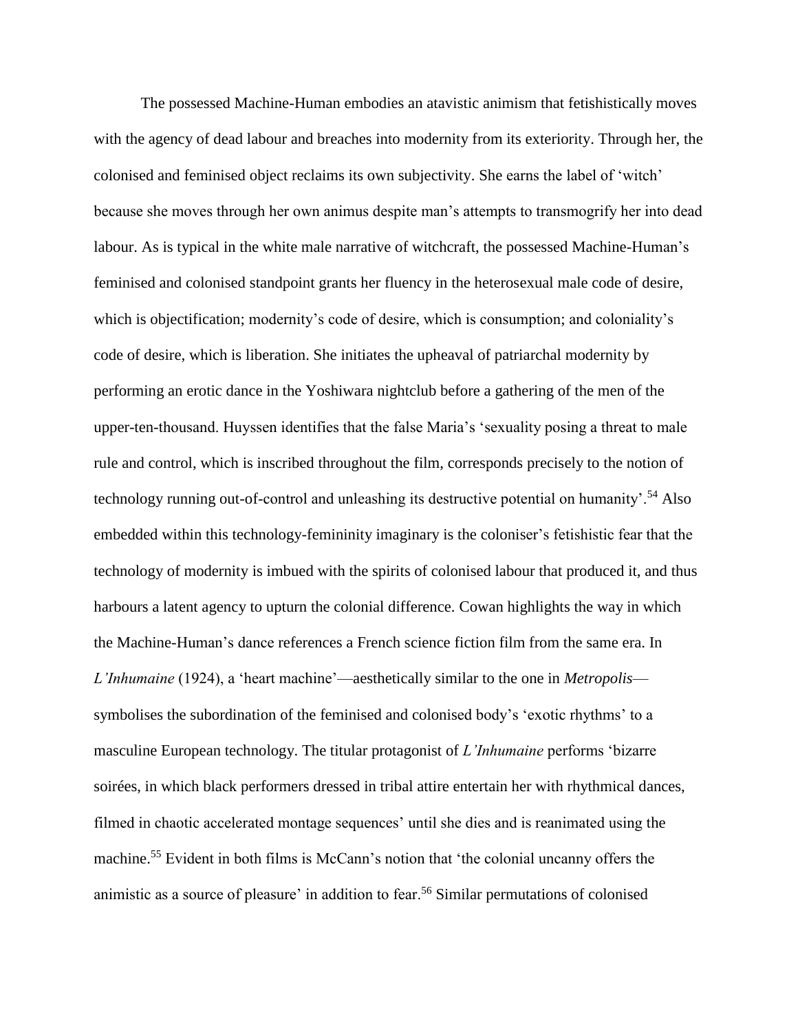The possessed Machine-Human embodies an atavistic animism that fetishistically moves with the agency of dead labour and breaches into modernity from its exteriority. Through her, the colonised and feminised object reclaims its own subjectivity. She earns the label of 'witch' because she moves through her own animus despite man's attempts to transmogrify her into dead labour. As is typical in the white male narrative of witchcraft, the possessed Machine-Human's feminised and colonised standpoint grants her fluency in the heterosexual male code of desire, which is objectification; modernity's code of desire, which is consumption; and coloniality's code of desire, which is liberation. She initiates the upheaval of patriarchal modernity by performing an erotic dance in the Yoshiwara nightclub before a gathering of the men of the upper-ten-thousand. Huyssen identifies that the false Maria's 'sexuality posing a threat to male rule and control, which is inscribed throughout the film, corresponds precisely to the notion of technology running out-of-control and unleashing its destructive potential on humanity'.[54] Also embedded within this technology-femininity imaginary is the coloniser's fetishistic fear that the technology of modernity is imbued with the spirits of colonised labour that produced it, and thus harbours a latent agency to upturn the colonial difference. Cowan highlights the way in which the Machine-Human's dance references a French science fiction film from the same era. In *L'Inhumaine* (1924), a 'heart machine'—aesthetically similar to the one in *Metropolis*—symbolises the subordination of the feminised and colonised body's 'exotic rhythms' to a masculine European technology. The titular protagonist of *L'Inhumaine* performs 'bizarre soirées, in which black performers dressed in tribal attire entertain her with rhythmical dances, filmed in chaotic accelerated montage sequences' until she dies and is reanimated using the machine.[55] Evident in both films is McCann's notion that 'the colonial uncanny offers the animistic as a source of pleasure' in addition to fear.[56] Similar permutations of colonised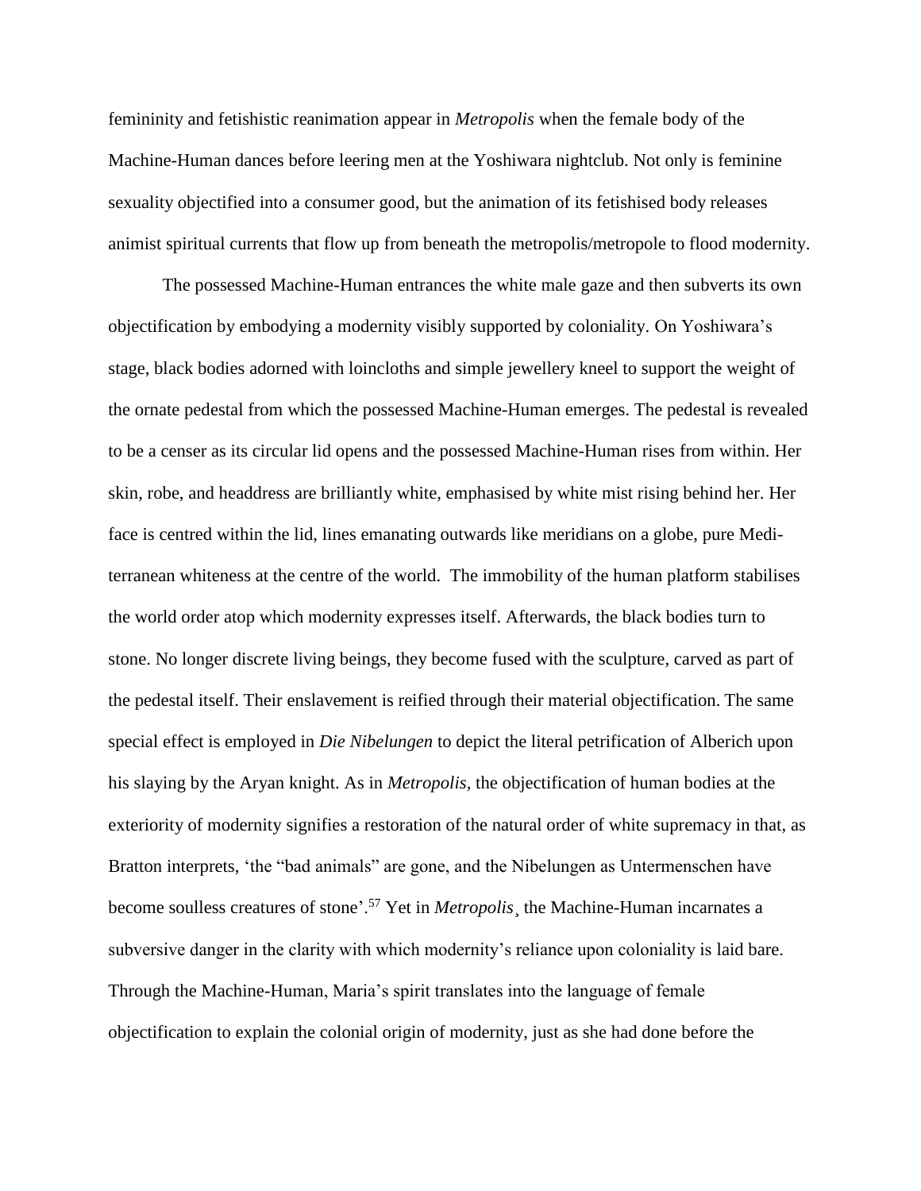femininity and fetishistic reanimation appear in *Metropolis* when the female body of the Machine-Human dances before leering men at the Yoshiwara nightclub. Not only is feminine sexuality objectified into a consumer good, but the animation of its fetishised body releases animist spiritual currents that flow up from beneath the metropolis/metropole to flood modernity.

The possessed Machine-Human entrances the white male gaze and then subverts its own objectification by embodying a modernity visibly supported by coloniality. On Yoshiwara's stage, black bodies adorned with loincloths and simple jewellery kneel to support the weight of the ornate pedestal from which the possessed Machine-Human emerges. The pedestal is revealed to be a censer as its circular lid opens and the possessed Machine-Human rises from within. Her skin, robe, and headdress are brilliantly white, emphasised by white mist rising behind her. Her face is centred within the lid, lines emanating outwards like meridians on a globe, pure Mediterranean whiteness at the centre of the world. The immobility of the human platform stabilises the world order atop which modernity expresses itself. Afterwards, the black bodies turn to stone. No longer discrete living beings, they become fused with the sculpture, carved as part of the pedestal itself. Their enslavement is reified through their material objectification. The same special effect is employed in *Die Nibelungen* to depict the literal petrification of Alberich upon his slaying by the Aryan knight. As in *Metropolis*, the objectification of human bodies at the exteriority of modernity signifies a restoration of the natural order of white supremacy in that, as Bratton interprets, 'the "bad animals" are gone, and the Nibelungen as Untermenschen have become soulless creatures of stone'.[57] Yet in *Metropolis*¸ the Machine-Human incarnates a subversive danger in the clarity with which modernity's reliance upon coloniality is laid bare. Through the Machine-Human, Maria's spirit translates into the language of female objectification to explain the colonial origin of modernity, just as she had done before the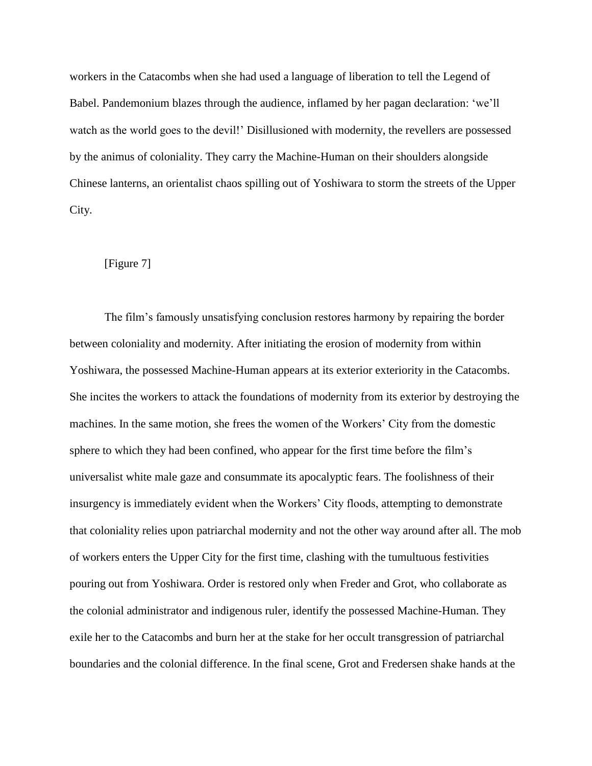workers in the Catacombs when she had used a language of liberation to tell the Legend of Babel. Pandemonium blazes through the audience, inflamed by her pagan declaration: 'we'll watch as the world goes to the devil!' Disillusioned with modernity, the revellers are possessed by the animus of coloniality. They carry the Machine-Human on their shoulders alongside Chinese lanterns, an orientalist chaos spilling out of Yoshiwara to storm the streets of the Upper City.

[Figure 7]

The film's famously unsatisfying conclusion restores harmony by repairing the border between coloniality and modernity. After initiating the erosion of modernity from within Yoshiwara, the possessed Machine-Human appears at its exterior exteriority in the Catacombs. She incites the workers to attack the foundations of modernity from its exterior by destroying the machines. In the same motion, she frees the women of the Workers' City from the domestic sphere to which they had been confined, who appear for the first time before the film's universalist white male gaze and consummate its apocalyptic fears. The foolishness of their insurgency is immediately evident when the Workers' City floods, attempting to demonstrate that coloniality relies upon patriarchal modernity and not the other way around after all. The mob of workers enters the Upper City for the first time, clashing with the tumultuous festivities pouring out from Yoshiwara. Order is restored only when Freder and Grot, who collaborate as the colonial administrator and indigenous ruler, identify the possessed Machine-Human. They exile her to the Catacombs and burn her at the stake for her occult transgression of patriarchal boundaries and the colonial difference. In the final scene, Grot and Fredersen shake hands at the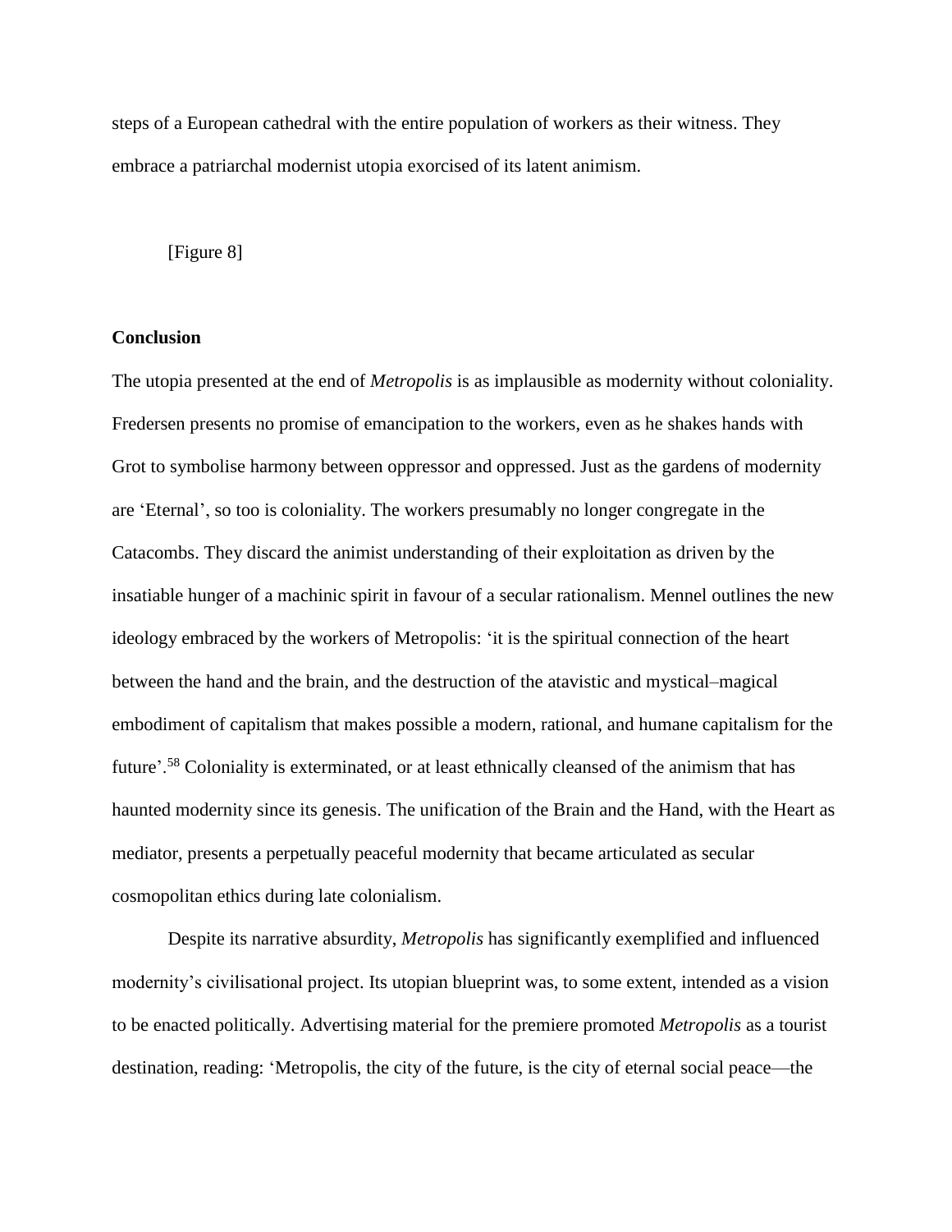steps of a European cathedral with the entire population of workers as their witness. They embrace a patriarchal modernist utopia exorcised of its latent animism.

[Figure 8]

**Conclusion**

The utopia presented at the end of *Metropolis* is as implausible as modernity without coloniality. Fredersen presents no promise of emancipation to the workers, even as he shakes hands with Grot to symbolise harmony between oppressor and oppressed. Just as the gardens of modernity are 'Eternal', so too is coloniality. The workers presumably no longer congregate in the Catacombs. They discard the animist understanding of their exploitation as driven by the insatiable hunger of a machinic spirit in favour of a secular rationalism. Mennel outlines the new ideology embraced by the workers of Metropolis: 'it is the spiritual connection of the heart between the hand and the brain, and the destruction of the atavistic and mystical–magical embodiment of capitalism that makes possible a modern, rational, and humane capitalism for the future'.[58] Coloniality is exterminated, or at least ethnically cleansed of the animism that has haunted modernity since its genesis. The unification of the Brain and the Hand, with the Heart as mediator, presents a perpetually peaceful modernity that became articulated as secular cosmopolitan ethics during late colonialism.

Despite its narrative absurdity, *Metropolis* has significantly exemplified and influenced modernity's civilisational project. Its utopian blueprint was, to some extent, intended as a vision to be enacted politically. Advertising material for the premiere promoted *Metropolis* as a tourist destination, reading: 'Metropolis, the city of the future, is the city of eternal social peace—the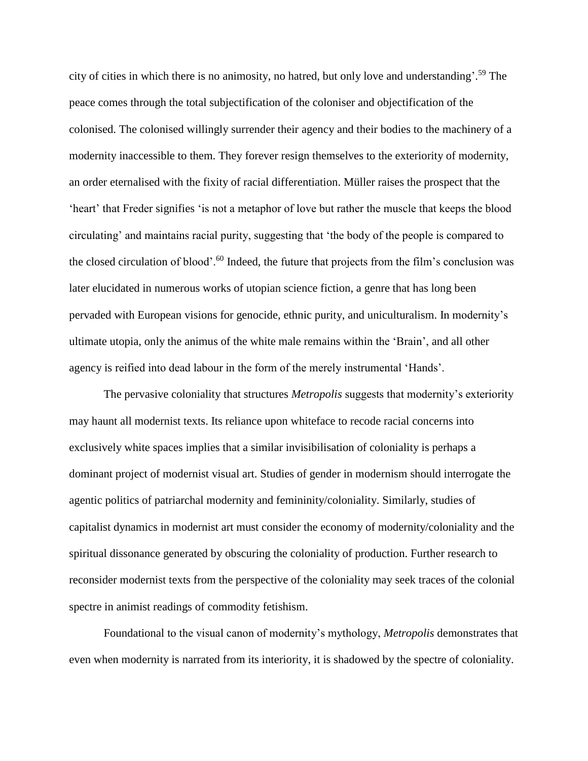city of cities in which there is no animosity, no hatred, but only love and understanding'.[59] The peace comes through the total subjectification of the coloniser and objectification of the colonised. The colonised willingly surrender their agency and their bodies to the machinery of a modernity inaccessible to them. They forever resign themselves to the exteriority of modernity, an order eternalised with the fixity of racial differentiation. Müller raises the prospect that the 'heart' that Freder signifies 'is not a metaphor of love but rather the muscle that keeps the blood circulating' and maintains racial purity, suggesting that 'the body of the people is compared to the closed circulation of blood'.[60] Indeed, the future that projects from the film's conclusion was later elucidated in numerous works of utopian science fiction, a genre that has long been pervaded with European visions for genocide, ethnic purity, and uniculturalism. In modernity's ultimate utopia, only the animus of the white male remains within the 'Brain', and all other agency is reified into dead labour in the form of the merely instrumental 'Hands'.

The pervasive coloniality that structures *Metropolis* suggests that modernity's exteriority may haunt all modernist texts. Its reliance upon whiteface to recode racial concerns into exclusively white spaces implies that a similar invisibilisation of coloniality is perhaps a dominant project of modernist visual art. Studies of gender in modernism should interrogate the agentic politics of patriarchal modernity and femininity/coloniality. Similarly, studies of capitalist dynamics in modernist art must consider the economy of modernity/coloniality and the spiritual dissonance generated by obscuring the coloniality of production. Further research to reconsider modernist texts from the perspective of the coloniality may seek traces of the colonial spectre in animist readings of commodity fetishism.

Foundational to the visual canon of modernity's mythology, *Metropolis* demonstrates that even when modernity is narrated from its interiority, it is shadowed by the spectre of coloniality.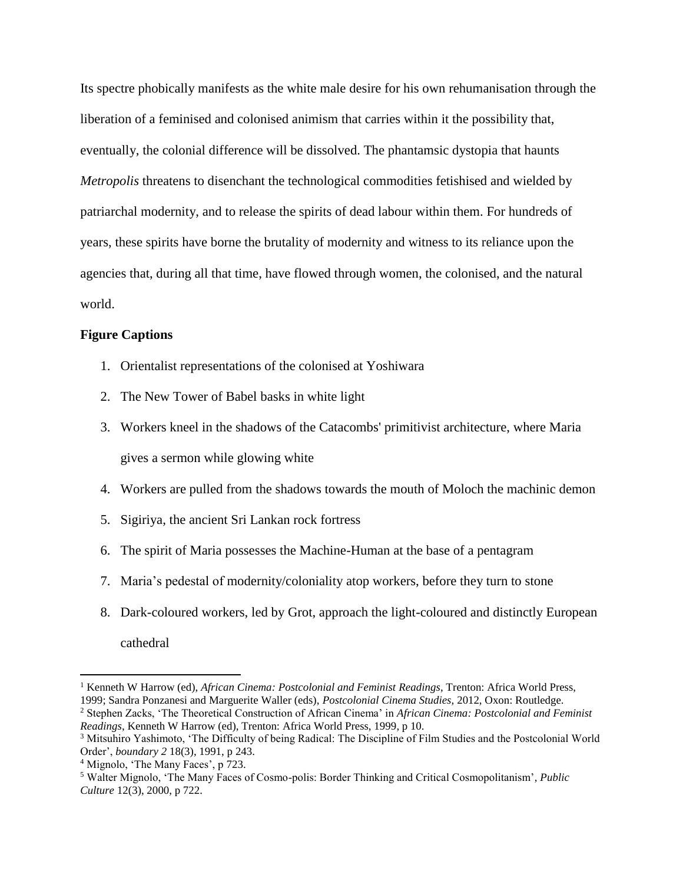Its spectre phobically manifests as the white male desire for his own rehumanisation through the liberation of a feminised and colonised animism that carries within it the possibility that, eventually, the colonial difference will be dissolved. The phantamsic dystopia that haunts *Metropolis* threatens to disenchant the technological commodities fetishised and wielded by patriarchal modernity, and to release the spirits of dead labour within them. For hundreds of years, these spirits have borne the brutality of modernity and witness to its reliance upon the agencies that, during all that time, have flowed through women, the colonised, and the natural world.

**Figure Captions**

1. Orientalist representations of the colonised at Yoshiwara
2. The New Tower of Babel basks in white light
3. Workers kneel in the shadows of the Catacombs' primitivist architecture, where Maria gives a sermon while glowing white
4. Workers are pulled from the shadows towards the mouth of Moloch the machinic demon
5. Sigiriya, the ancient Sri Lankan rock fortress
6. The spirit of Maria possesses the Machine-Human at the base of a pentagram
7. Maria's pedestal of modernity/coloniality atop workers, before they turn to stone
8. Dark-coloured workers, led by Grot, approach the light-coloured and distinctly European cathedral

---

[1] Kenneth W Harrow (ed), *African Cinema: Postcolonial and Feminist Readings*, Trenton: Africa World Press, 1999; Sandra Ponzanesi and Marguerite Waller (eds), *Postcolonial Cinema Studies*, 2012, Oxon: Routledge.

[2] Stephen Zacks, 'The Theoretical Construction of African Cinema' in *African Cinema: Postcolonial and Feminist Readings*, Kenneth W Harrow (ed), Trenton: Africa World Press, 1999, p 10.

[3] Mitsuhiro Yashimoto, 'The Difficulty of being Radical: The Discipline of Film Studies and the Postcolonial World Order', *boundary 2* 18(3), 1991, p 243.

[4] Mignolo, 'The Many Faces', p 723.

[5] Walter Mignolo, 'The Many Faces of Cosmo-polis: Border Thinking and Critical Cosmopolitanism', *Public Culture* 12(3), 2000, p 722.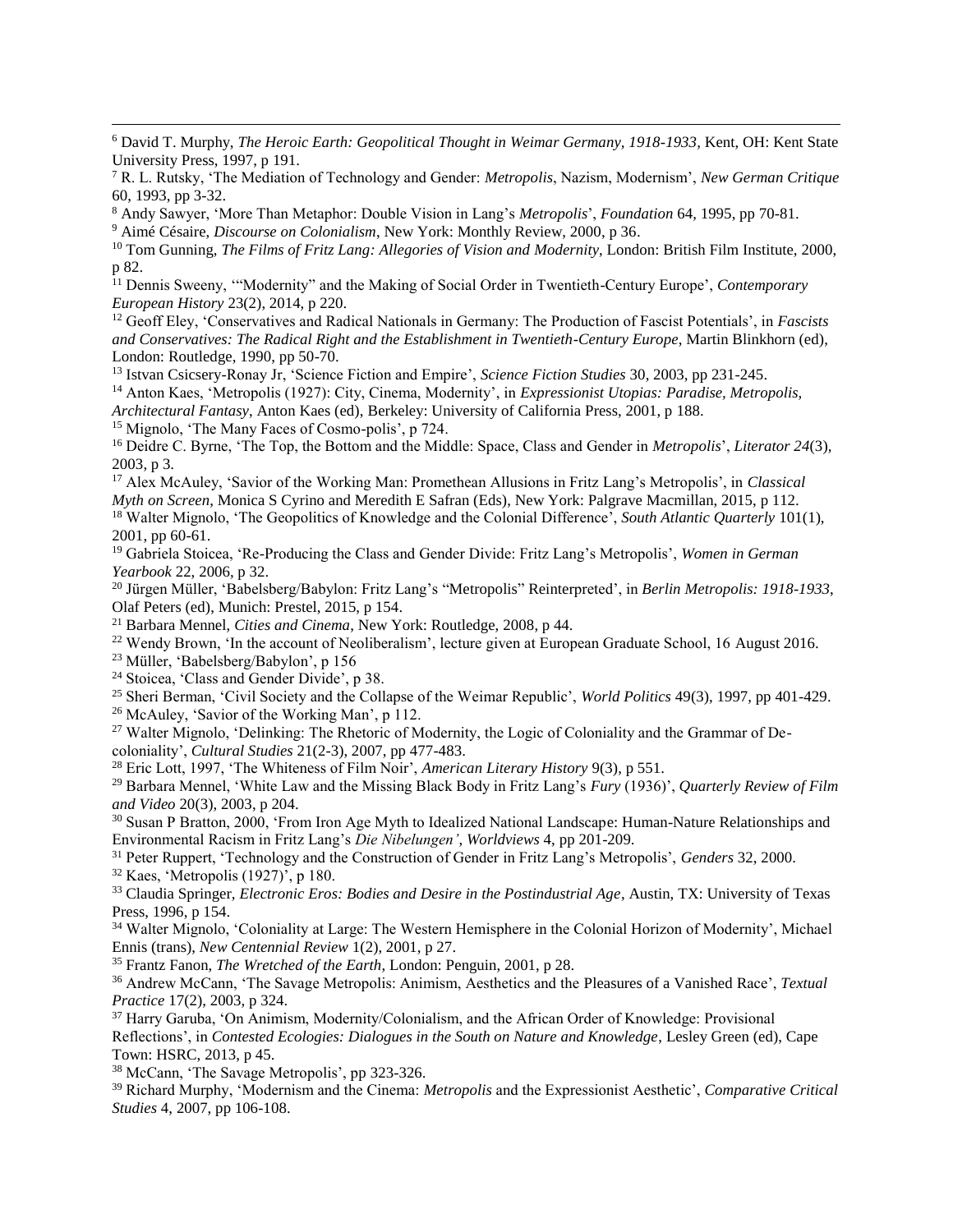[6] David T. Murphy, *The Heroic Earth: Geopolitical Thought in Weimar Germany, 1918-1933*, Kent, OH: Kent State University Press, 1997, p 191.

[7] R. L. Rutsky, 'The Mediation of Technology and Gender: *Metropolis*, Nazism, Modernism', *New German Critique* 60, 1993, pp 3-32.

[8] Andy Sawyer, 'More Than Metaphor: Double Vision in Lang's *Metropolis*', *Foundation* 64, 1995, pp 70-81.

[9] Aimé Césaire, *Discourse on Colonialism*, New York: Monthly Review, 2000, p 36.

[10] Tom Gunning, *The Films of Fritz Lang: Allegories of Vision and Modernity*, London: British Film Institute, 2000, p 82.

[11] Dennis Sweeny, '"Modernity" and the Making of Social Order in Twentieth-Century Europe', *Contemporary European History* 23(2), 2014, p 220.

[12] Geoff Eley, 'Conservatives and Radical Nationals in Germany: The Production of Fascist Potentials', in *Fascists and Conservatives: The Radical Right and the Establishment in Twentieth-Century Europe*, Martin Blinkhorn (ed), London: Routledge, 1990, pp 50-70.

[13] Istvan Csicsery-Ronay Jr, 'Science Fiction and Empire', *Science Fiction Studies* 30, 2003, pp 231-245.

[14] Anton Kaes, 'Metropolis (1927): City, Cinema, Modernity', in *Expressionist Utopias: Paradise, Metropolis, Architectural Fantasy*, Anton Kaes (ed), Berkeley: University of California Press, 2001, p 188.

[15] Mignolo, 'The Many Faces of Cosmo-polis', p 724.

[16] Deidre C. Byrne, 'The Top, the Bottom and the Middle: Space, Class and Gender in *Metropolis*', *Literator 24*(3), 2003, p 3.

[17] Alex McAuley, 'Savior of the Working Man: Promethean Allusions in Fritz Lang's Metropolis', in *Classical Myth on Screen*, Monica S Cyrino and Meredith E Safran (Eds), New York: Palgrave Macmillan, 2015, p 112.

[18] Walter Mignolo, 'The Geopolitics of Knowledge and the Colonial Difference', *South Atlantic Quarterly* 101(1), 2001, pp 60-61.

[19] Gabriela Stoicea, 'Re-Producing the Class and Gender Divide: Fritz Lang's Metropolis', *Women in German Yearbook* 22, 2006, p 32.

[20] Jürgen Müller, 'Babelsberg/Babylon: Fritz Lang's "Metropolis" Reinterpreted', in *Berlin Metropolis: 1918-1933*, Olaf Peters (ed), Munich: Prestel, 2015, p 154.

[21] Barbara Mennel, *Cities and Cinema*, New York: Routledge, 2008, p 44.

[22] Wendy Brown, 'In the account of Neoliberalism', lecture given at European Graduate School, 16 August 2016.

[23] Müller, 'Babelsberg/Babylon', p 156

[24] Stoicea, 'Class and Gender Divide', p 38.

[25] Sheri Berman, 'Civil Society and the Collapse of the Weimar Republic', *World Politics* 49(3), 1997, pp 401-429.

[26] McAuley, 'Savior of the Working Man', p 112.

[27] Walter Mignolo, 'Delinking: The Rhetoric of Modernity, the Logic of Coloniality and the Grammar of De-coloniality', *Cultural Studies* 21(2-3), 2007, pp 477-483.

[28] Eric Lott, 1997, 'The Whiteness of Film Noir', *American Literary History* 9(3), p 551.

[29] Barbara Mennel, 'White Law and the Missing Black Body in Fritz Lang's *Fury* (1936)', *Quarterly Review of Film and Video* 20(3), 2003, p 204.

[30] Susan P Bratton, 2000, 'From Iron Age Myth to Idealized National Landscape: Human-Nature Relationships and Environmental Racism in Fritz Lang's *Die Nibelungen'*, *Worldviews* 4, pp 201-209.

[31] Peter Ruppert, 'Technology and the Construction of Gender in Fritz Lang's Metropolis', *Genders* 32, 2000.

[32] Kaes, 'Metropolis (1927)', p 180.

[33] Claudia Springer, *Electronic Eros: Bodies and Desire in the Postindustrial Age*, Austin, TX: University of Texas Press, 1996, p 154.

[34] Walter Mignolo, 'Coloniality at Large: The Western Hemisphere in the Colonial Horizon of Modernity', Michael Ennis (trans), *New Centennial Review* 1(2), 2001, p 27.

[35] Frantz Fanon, *The Wretched of the Earth*, London: Penguin, 2001, p 28.

[36] Andrew McCann, 'The Savage Metropolis: Animism, Aesthetics and the Pleasures of a Vanished Race', *Textual Practice* 17(2), 2003, p 324.

[37] Harry Garuba, 'On Animism, Modernity/Colonialism, and the African Order of Knowledge: Provisional Reflections', in *Contested Ecologies: Dialogues in the South on Nature and Knowledge*, Lesley Green (ed), Cape Town: HSRC, 2013, p 45.

[38] McCann, 'The Savage Metropolis', pp 323-326.

[39] Richard Murphy, 'Modernism and the Cinema: *Metropolis* and the Expressionist Aesthetic', *Comparative Critical Studies* 4, 2007, pp 106-108.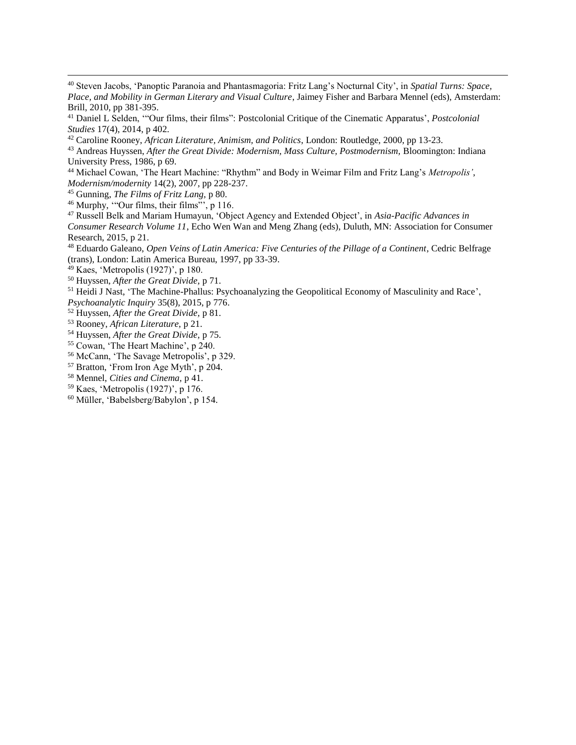[40] Steven Jacobs, 'Panoptic Paranoia and Phantasmagoria: Fritz Lang's Nocturnal City', in *Spatial Turns: Space, Place, and Mobility in German Literary and Visual Culture*, Jaimey Fisher and Barbara Mennel (eds), Amsterdam: Brill, 2010, pp 381-395.

[41] Daniel L Selden, '"Our films, their films": Postcolonial Critique of the Cinematic Apparatus', *Postcolonial Studies* 17(4), 2014, p 402.

[42] Caroline Rooney, *African Literature, Animism, and Politics*, London: Routledge, 2000, pp 13-23.

[43] Andreas Huyssen, *After the Great Divide: Modernism, Mass Culture, Postmodernism,* Bloomington: Indiana University Press, 1986, p 69.

[44] Michael Cowan, 'The Heart Machine: "Rhythm" and Body in Weimar Film and Fritz Lang's *Metropolis', Modernism/modernity* 14(2), 2007, pp 228-237.

[45] Gunning, *The Films of Fritz Lang*, p 80.

[46] Murphy, '"Our films, their films"', p 116.

[47] Russell Belk and Mariam Humayun, 'Object Agency and Extended Object', in *Asia-Pacific Advances in Consumer Research Volume 11*, Echo Wen Wan and Meng Zhang (eds), Duluth, MN: Association for Consumer Research, 2015, p 21.

[48] Eduardo Galeano, *Open Veins of Latin America: Five Centuries of the Pillage of a Continent*, Cedric Belfrage (trans), London: Latin America Bureau, 1997, pp 33-39.

[49] Kaes, 'Metropolis (1927)', p 180.

[50] Huyssen, *After the Great Divide,* p 71.

[51] Heidi J Nast, 'The Machine-Phallus: Psychoanalyzing the Geopolitical Economy of Masculinity and Race', *Psychoanalytic Inquiry* 35(8), 2015, p 776.

[52] Huyssen, *After the Great Divide,* p 81.

[53] Rooney, *African Literature*, p 21.

[54] Huyssen, *After the Great Divide,* p 75.

[55] Cowan, 'The Heart Machine', p 240.

[56] McCann, 'The Savage Metropolis', p 329.

[57] Bratton, 'From Iron Age Myth', p 204.

[58] Mennel, *Cities and Cinema,* p 41.

[59] Kaes, 'Metropolis (1927)', p 176.

[60] Müller, 'Babelsberg/Babylon', p 154.